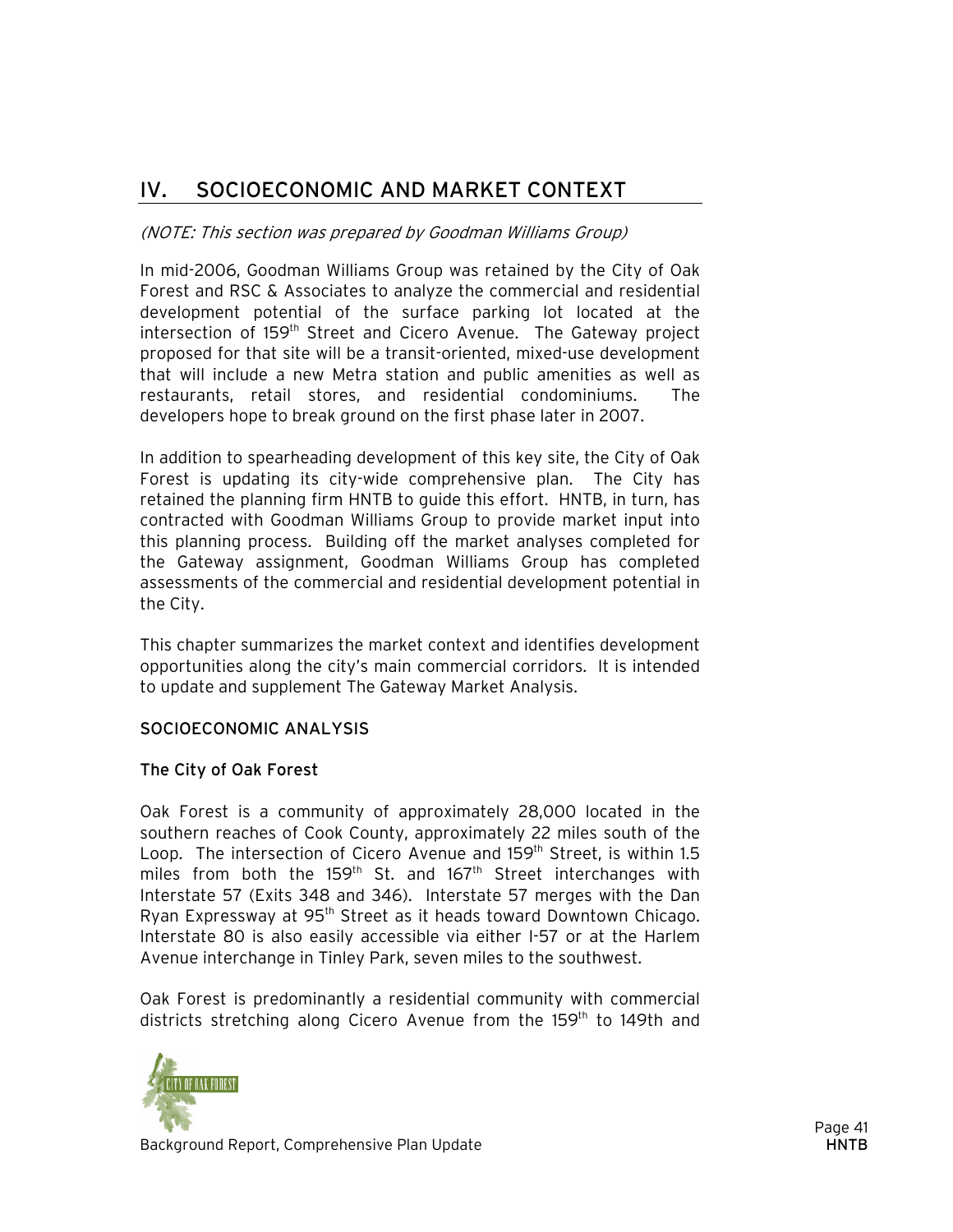# IV. SOCIOECONOMIC AND MARKET CONTEXT

*(NOTE: This section was prepared by Goodman Williams Group)*

In mid-2006, Goodman Williams Group was retained by the City of Oak Forest and RSC & Associates to analyze the commercial and residential development potential of the surface parking lot located at the intersection of 159th Street and Cicero Avenue. The Gateway project proposed for that site will be a transit-oriented, mixed-use development that will include a new Metra station and public amenities as well as restaurants, retail stores, and residential condominiums. The developers hope to break ground on the first phase later in 2007.

In addition to spearheading development of this key site, the City of Oak Forest is updating its city-wide comprehensive plan. The City has retained the planning firm HNTB to guide this effort. HNTB, in turn, has contracted with Goodman Williams Group to provide market input into this planning process. Building off the market analyses completed for the Gateway assignment, Goodman Williams Group has completed assessments of the commercial and residential development potential in the City.

This chapter summarizes the market context and identifies development opportunities along the city's main commercial corridors. It is intended to update and supplement The Gateway Market Analysis.

## SOCIOECONOMIC ANALYSIS

### The City of Oak Forest

Oak Forest is a community of approximately 28,000 located in the southern reaches of Cook County, approximately 22 miles south of the Loop. The intersection of Cicero Avenue and 159th Street, is within 1.5 miles from both the 159th St. and 167th Street interchanges with Interstate 57 (Exits 348 and 346). Interstate 57 merges with the Dan Ryan Expressway at 95th Street as it heads toward Downtown Chicago. Interstate 80 is also easily accessible via either I-57 or at the Harlem Avenue interchange in Tinley Park, seven miles to the southwest.

Oak Forest is predominantly a residential community with commercial districts stretching along Cicero Avenue from the 159th to 149th and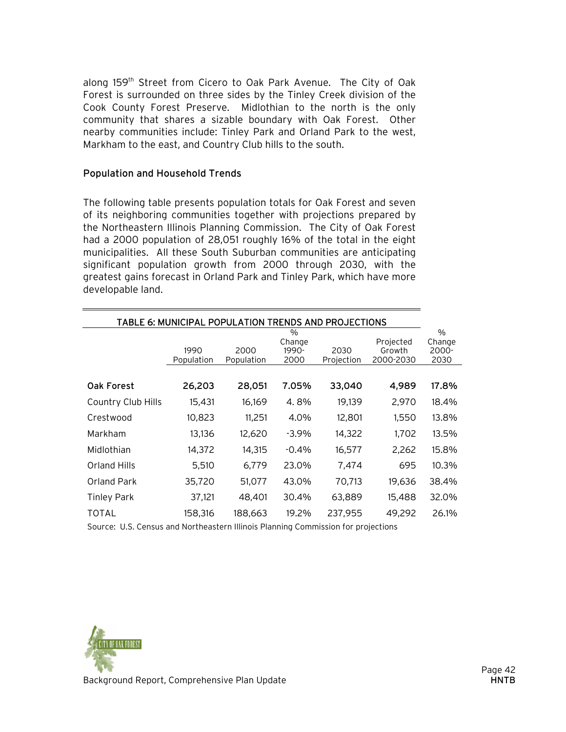along 159th Street from Cicero to Oak Park Avenue. The City of Oak Forest is surrounded on three sides by the Tinley Creek division of the Cook County Forest Preserve. Midlothian to the north is the only community that shares a sizable boundary with Oak Forest. Other nearby communities include: Tinley Park and Orland Park to the west, Markham to the east, and Country Club hills to the south.

### Population and Household Trends

The following table presents population totals for Oak Forest and seven of its neighboring communities together with projections prepared by the Northeastern Illinois Planning Commission. The City of Oak Forest had a 2000 population of 28,051 roughly 16% of the total in the eight municipalities. All these South Suburban communities are anticipating significant population growth from 2000 through 2030, with the greatest gains forecast in Orland Park and Tinley Park, which have more developable land.

**TABLE 6: MUNICIPAL POPULATION TRENDS AND PROJECTIONS**

| | 1990 Population | 2000 Population | % Change 1990-2000 | 2030 Projection | Projected Growth 2000-2030 | % Change 2000-2030 |
|---|---|---|---|---|---|---|
| **Oak Forest** | **26,203** | **28,051** | **7.05%** | **33,040** | **4,989** | **17.8%** |
| Country Club Hills | 15,431 | 16,169 | 4. 8% | 19,139 | 2,970 | 18.4% |
| Crestwood | 10,823 | 11,251 | 4.0% | 12,801 | 1,550 | 13.8% |
| Markham | 13,136 | 12,620 | -3.9% | 14,322 | 1,702 | 13.5% |
| Midlothian | 14,372 | 14,315 | -0.4% | 16,577 | 2,262 | 15.8% |
| Orland Hills | 5,510 | 6,779 | 23.0% | 7,474 | 695 | 10.3% |
| Orland Park | 35,720 | 51,077 | 43.0% | 70,713 | 19,636 | 38.4% |
| Tinley Park | 37,121 | 48,401 | 30.4% | 63,889 | 15,488 | 32.0% |
| TOTAL | 158,316 | 188,663 | 19.2% | 237,955 | 49,292 | 26.1% |

Source: U.S. Census and Northeastern Illinois Planning Commission for projections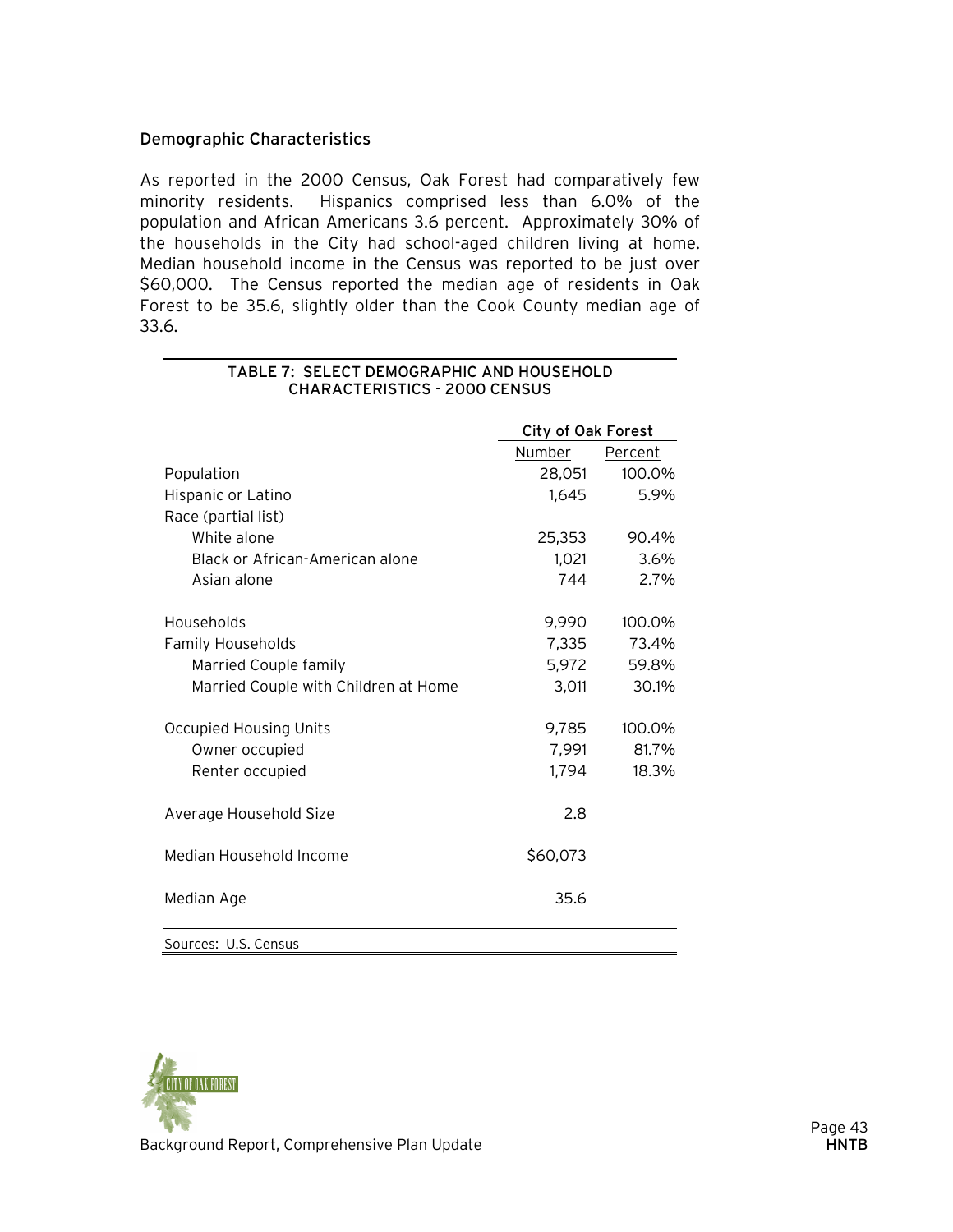## Demographic Characteristics

As reported in the 2000 Census, Oak Forest had comparatively few minority residents. Hispanics comprised less than 6.0% of the population and African Americans 3.6 percent. Approximately 30% of the households in the City had school-aged children living at home. Median household income in the Census was reported to be just over $60,000. The Census reported the median age of residents in Oak Forest to be 35.6, slightly older than the Cook County median age of 33.6.

**TABLE 7: SELECT DEMOGRAPHIC AND HOUSEHOLD CHARACTERISTICS - 2000 CENSUS**

| | City of Oak Forest | |
|---|---|---|
| | Number | Percent |
| Population | 28,051 | 100.0% |
| Hispanic or Latino | 1,645 | 5.9% |
| Race (partial list) | | |
| White alone | 25,353 | 90.4% |
| Black or African-American alone | 1,021 | 3.6% |
| Asian alone | 744 | 2.7% |
| Households | 9,990 | 100.0% |
| Family Households | 7,335 | 73.4% |
| Married Couple family | 5,972 | 59.8% |
| Married Couple with Children at Home | 3,011 | 30.1% |
| Occupied Housing Units | 9,785 | 100.0% |
| Owner occupied | 7,991 | 81.7% |
| Renter occupied | 1,794 | 18.3% |
| Average Household Size | 2.8 | |
| Median Household Income | $60,073 | |
| Median Age | 35.6 | |

Sources: U.S. Census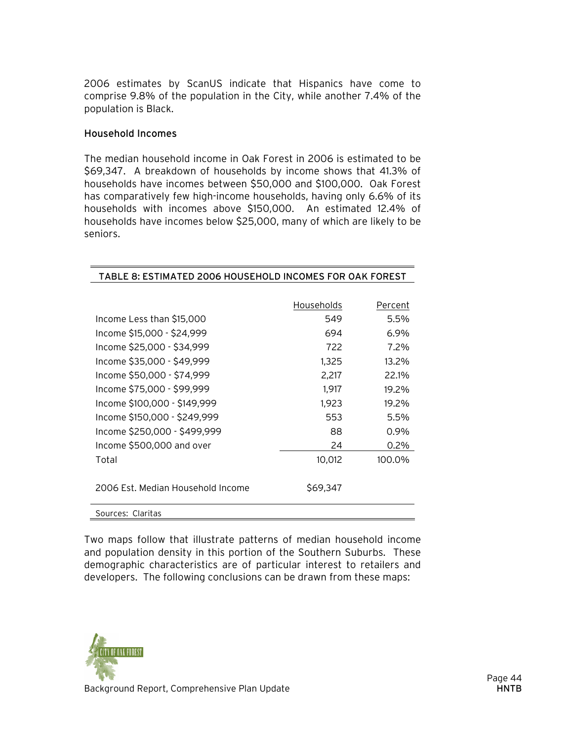2006 estimates by ScanUS indicate that Hispanics have come to comprise 9.8% of the population in the City, while another 7.4% of the population is Black.

### Household Incomes

The median household income in Oak Forest in 2006 is estimated to be $69,347. A breakdown of households by income shows that 41.3% of households have incomes between $50,000 and $100,000. Oak Forest has comparatively few high-income households, having only 6.6% of its households with incomes above $150,000. An estimated 12.4% of households have incomes below $25,000, many of which are likely to be seniors.

**TABLE 8: ESTIMATED 2006 HOUSEHOLD INCOMES FOR OAK FOREST**

| | Households | Percent |
|---|---:|---:|
| Income Less than $15,000 | 549 | 5.5% |
| Income $15,000 - $24,999 | 694 | 6.9% |
| Income $25,000 - $34,999 | 722 | 7.2% |
| Income $35,000 - $49,999 | 1,325 | 13.2% |
| Income $50,000 - $74,999 | 2,217 | 22.1% |
| Income $75,000 - $99,999 | 1,917 | 19.2% |
| Income $100,000 - $149,999 | 1,923 | 19.2% |
| Income $150,000 - $249,999 | 553 | 5.5% |
| Income $250,000 - $499,999 | 88 | 0.9% |
| Income $500,000 and over | 24 | 0.2% |
| Total | 10,012 | 100.0% |
| | | |
| 2006 Est. Median Household Income | $69,347 | |

Sources: Claritas

Two maps follow that illustrate patterns of median household income and population density in this portion of the Southern Suburbs. These demographic characteristics are of particular interest to retailers and developers. The following conclusions can be drawn from these maps: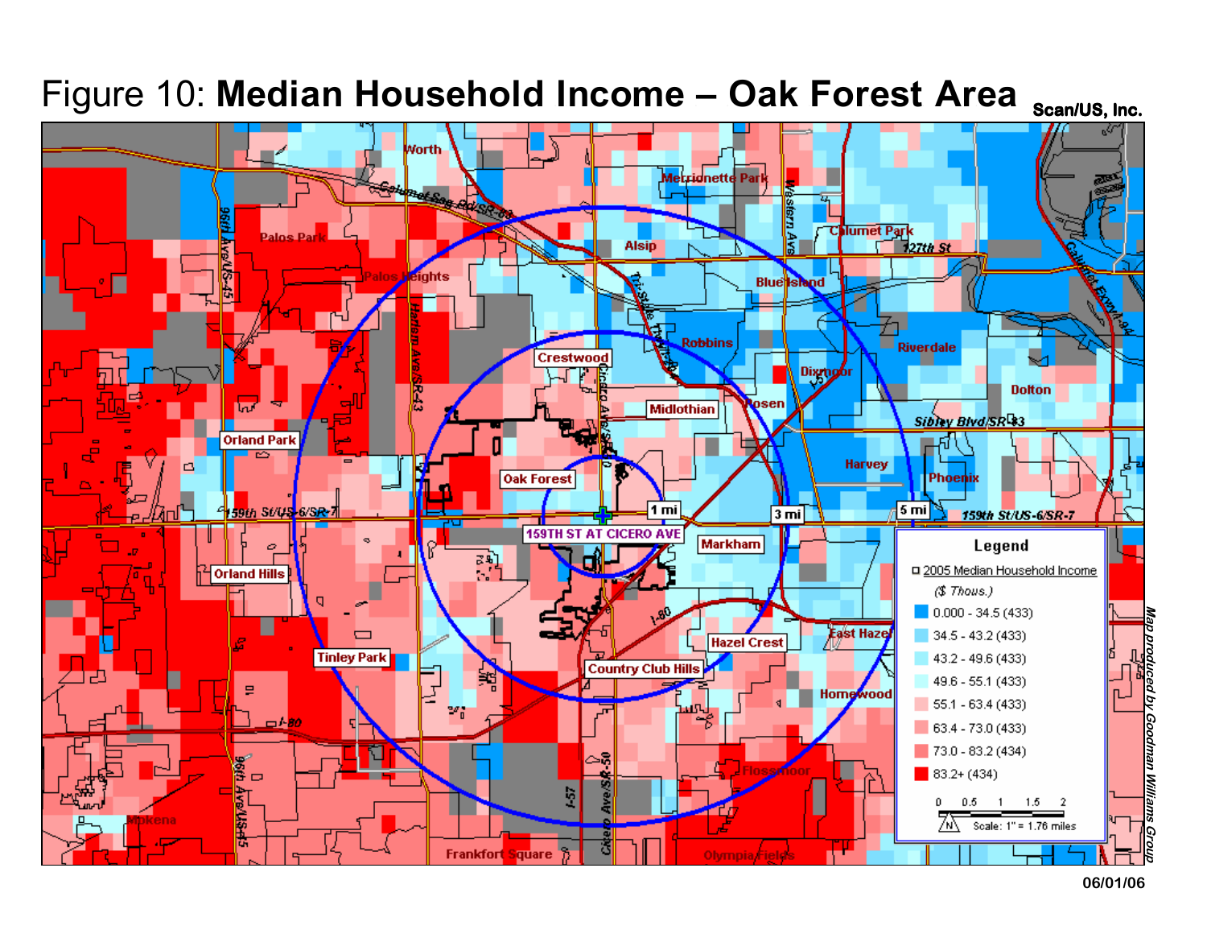# Figure 10: **Median Household Income – Oak Forest Area**

**Scan/US, Inc.**

**Legend**

2005 Median Household Income

*($ Thous.)*

| Range | Count |
|---|---|
| 0.000 - 34.5 | (433) |
| 34.5 - 43.2 | (433) |
| 43.2 - 49.6 | (433) |
| 49.6 - 55.1 | (433) |
| 55.1 - 63.4 | (433) |
| 63.4 - 73.0 | (433) |
| 73.0 - 83.2 | (434) |
| 83.2+ | (434) |

Scale: 1" = 1.76 miles

*Map produced by Goodman Williams Group*

06/01/06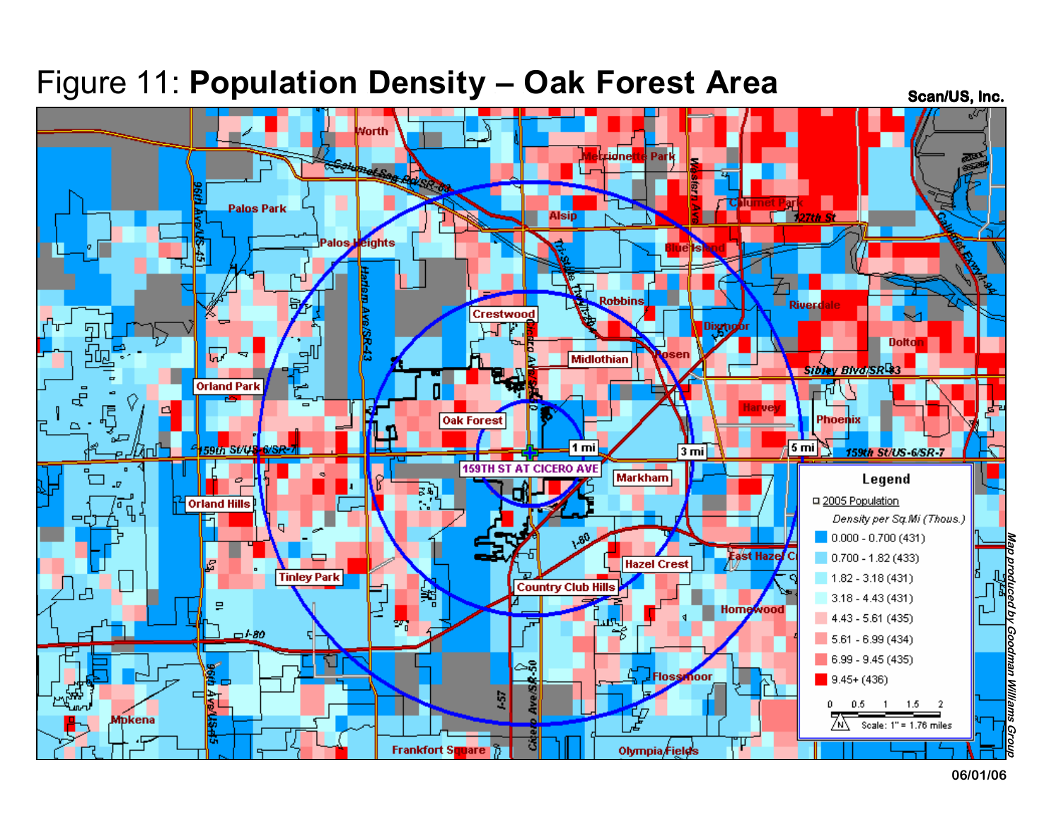# Figure 11: **Population Density – Oak Forest Area**

Scan/US, Inc.

**Legend**

2005 Population

*Density per Sq.Mi (Thous.)*

- 0.000 - 0.700 (431)
- 0.700 - 1.82 (433)
- 1.82 - 3.18 (431)
- 3.18 - 4.43 (431)
- 4.43 - 5.61 (435)
- 5.61 - 6.99 (434)
- 6.99 - 9.45 (435)
- 9.45+ (436)

Scale: 1" = 1.76 miles

*Map produced by Goodman Williams Group*

06/01/06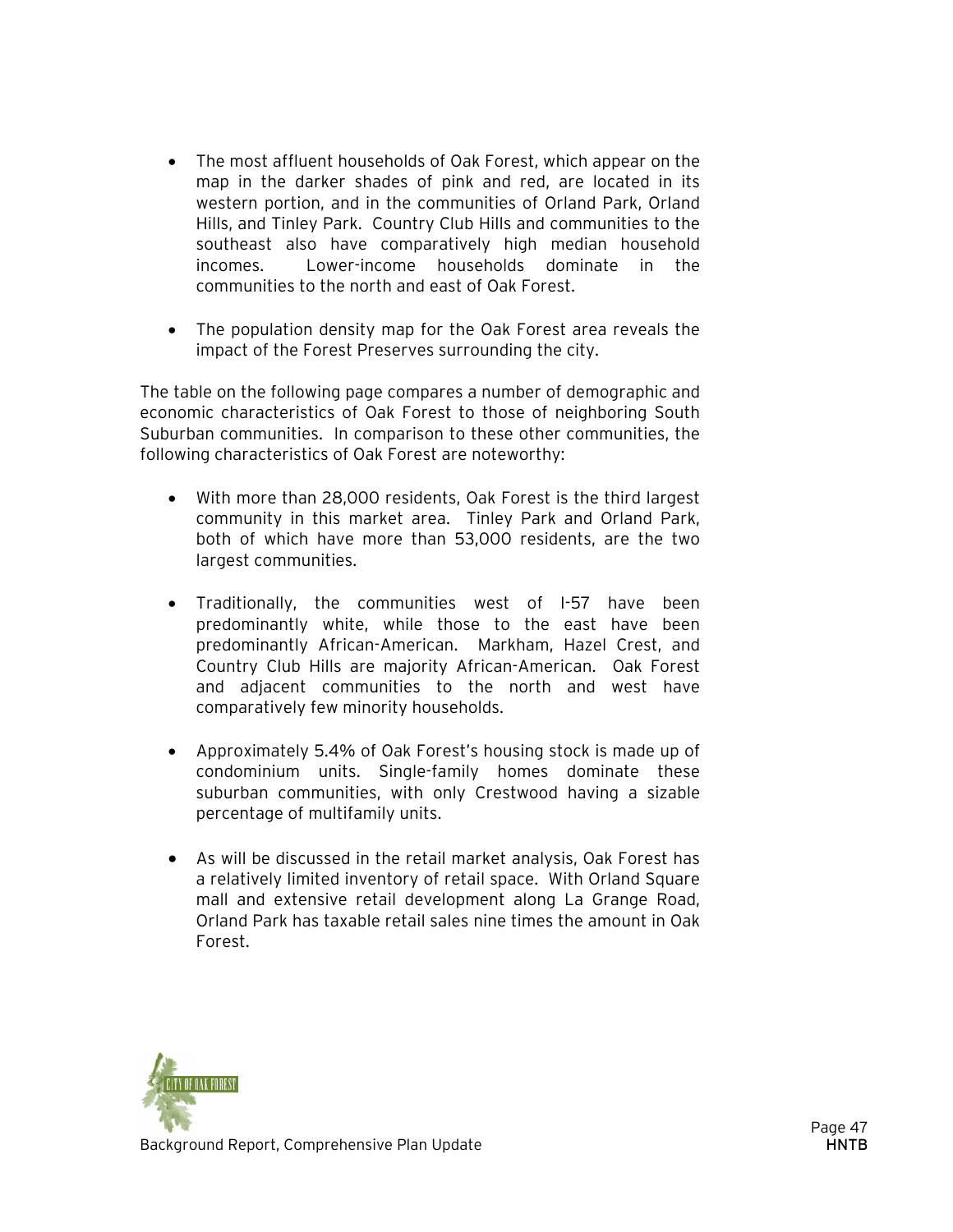- The most affluent households of Oak Forest, which appear on the map in the darker shades of pink and red, are located in its western portion, and in the communities of Orland Park, Orland Hills, and Tinley Park. Country Club Hills and communities to the southeast also have comparatively high median household incomes. Lower-income households dominate in the communities to the north and east of Oak Forest.

- The population density map for the Oak Forest area reveals the impact of the Forest Preserves surrounding the city.

The table on the following page compares a number of demographic and economic characteristics of Oak Forest to those of neighboring South Suburban communities. In comparison to these other communities, the following characteristics of Oak Forest are noteworthy:

- With more than 28,000 residents, Oak Forest is the third largest community in this market area. Tinley Park and Orland Park, both of which have more than 53,000 residents, are the two largest communities.

- Traditionally, the communities west of I-57 have been predominantly white, while those to the east have been predominantly African-American. Markham, Hazel Crest, and Country Club Hills are majority African-American. Oak Forest and adjacent communities to the north and west have comparatively few minority households.

- Approximately 5.4% of Oak Forest's housing stock is made up of condominium units. Single-family homes dominate these suburban communities, with only Crestwood having a sizable percentage of multifamily units.

- As will be discussed in the retail market analysis, Oak Forest has a relatively limited inventory of retail space. With Orland Square mall and extensive retail development along La Grange Road, Orland Park has taxable retail sales nine times the amount in Oak Forest.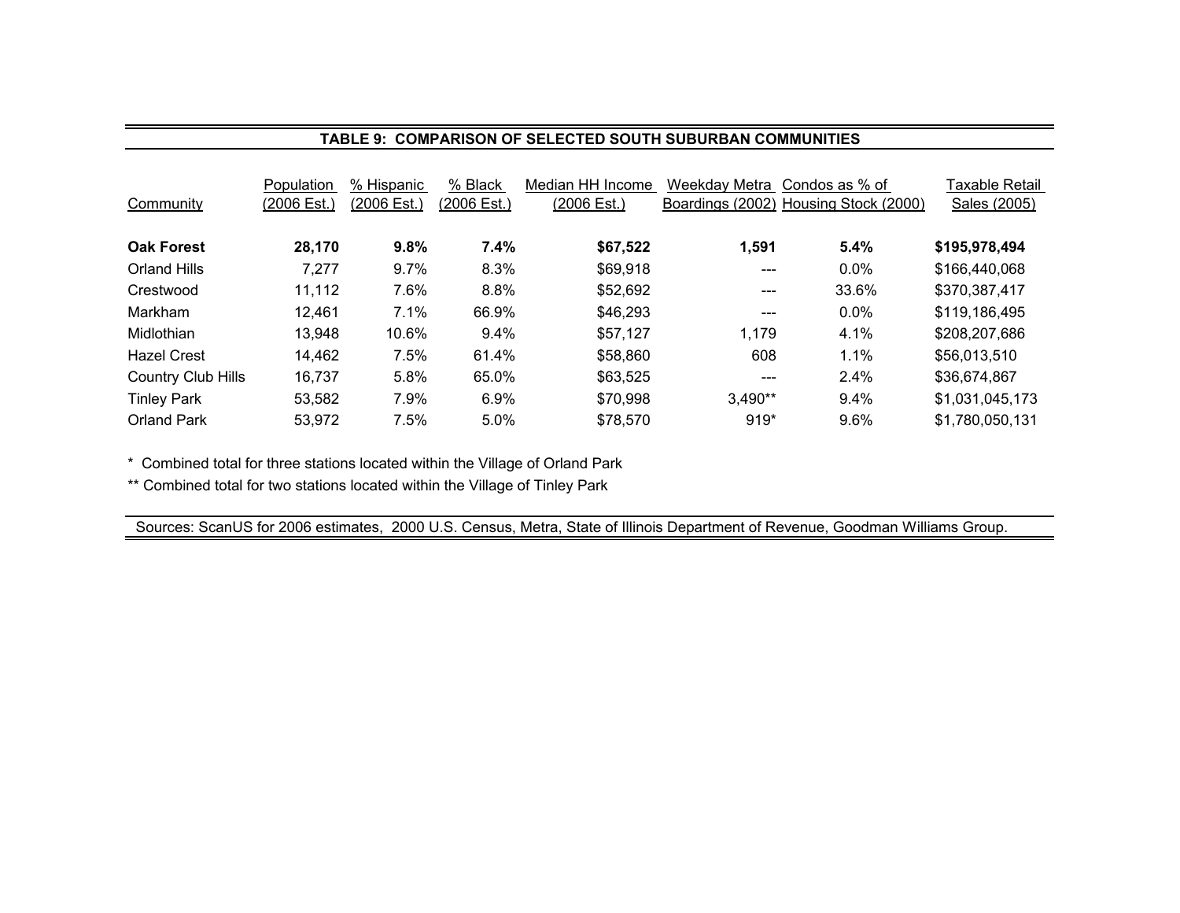**TABLE 9: COMPARISON OF SELECTED SOUTH SUBURBAN COMMUNITIES**

| Community | Population (2006 Est.) | % Hispanic (2006 Est.) | % Black (2006 Est.) | Median HH Income (2006 Est.) | Weekday Metra Boardings (2002) | Condos as % of Housing Stock (2000) | Taxable Retail Sales (2005) |
|---|---|---|---|---|---|---|---|
| **Oak Forest** | **28,170** | **9.8%** | **7.4%** | **$67,522** | **1,591** | **5.4%** | **$195,978,494** |
| Orland Hills | 7,277 | 9.7% | 8.3% | $69,918 | --- | 0.0% | $166,440,068 |
| Crestwood | 11,112 | 7.6% | 8.8% | $52,692 | --- | 33.6% | $370,387,417 |
| Markham | 12,461 | 7.1% | 66.9% | $46,293 | --- | 0.0% | $119,186,495 |
| Midlothian | 13,948 | 10.6% | 9.4% | $57,127 | 1,179 | 4.1% | $208,207,686 |
| Hazel Crest | 14,462 | 7.5% | 61.4% | $58,860 | 608 | 1.1% | $56,013,510 |
| Country Club Hills | 16,737 | 5.8% | 65.0% | $63,525 | --- | 2.4% | $36,674,867 |
| Tinley Park | 53,582 | 7.9% | 6.9% | $70,998 | 3,490** | 9.4% | $1,031,045,173 |
| Orland Park | 53,972 | 7.5% | 5.0% | $78,570 | 919* | 9.6% | $1,780,050,131 |

\* Combined total for three stations located within the Village of Orland Park

** Combined total for two stations located within the Village of Tinley Park

Sources: ScanUS for 2006 estimates, 2000 U.S. Census, Metra, State of Illinois Department of Revenue, Goodman Williams Group.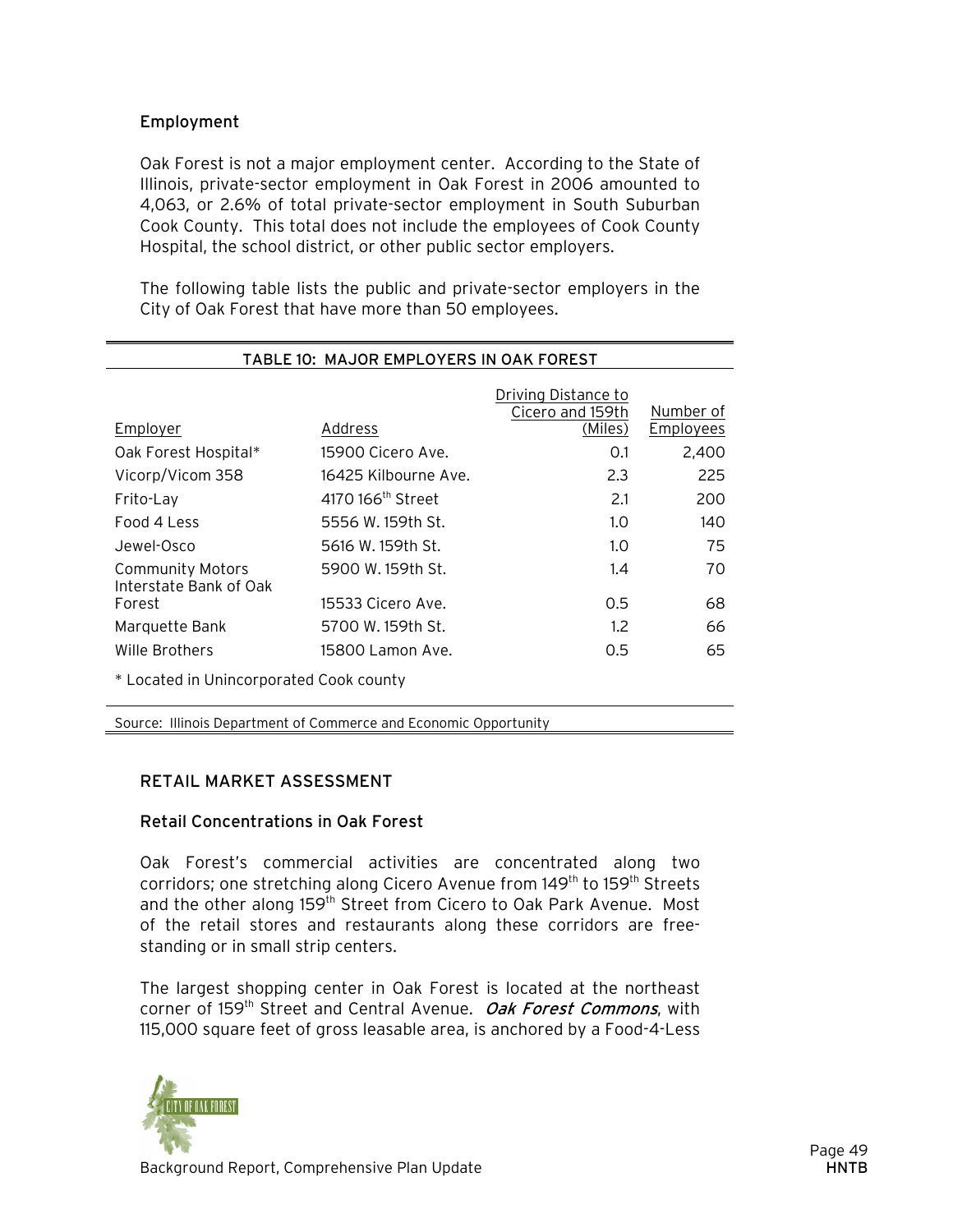### Employment

Oak Forest is not a major employment center. According to the State of Illinois, private-sector employment in Oak Forest in 2006 amounted to 4,063, or 2.6% of total private-sector employment in South Suburban Cook County. This total does not include the employees of Cook County Hospital, the school district, or other public sector employers.

The following table lists the public and private-sector employers in the City of Oak Forest that have more than 50 employees.

**TABLE 10: MAJOR EMPLOYERS IN OAK FOREST**

| Employer | Address | Driving Distance to Cicero and 159th (Miles) | Number of Employees |
|---|---|---|---|
| Oak Forest Hospital* | 15900 Cicero Ave. | 0.1 | 2,400 |
| Vicorp/Vicom 358 | 16425 Kilbourne Ave. | 2.3 | 225 |
| Frito-Lay | 4170 166th Street | 2.1 | 200 |
| Food 4 Less | 5556 W. 159th St. | 1.0 | 140 |
| Jewel-Osco | 5616 W. 159th St. | 1.0 | 75 |
| Community Motors | 5900 W. 159th St. | 1.4 | 70 |
| Interstate Bank of Oak Forest | 15533 Cicero Ave. | 0.5 | 68 |
| Marquette Bank | 5700 W. 159th St. | 1.2 | 66 |
| Wille Brothers | 15800 Lamon Ave. | 0.5 | 65 |

\* Located in Unincorporated Cook county

Source: Illinois Department of Commerce and Economic Opportunity

## RETAIL MARKET ASSESSMENT

### Retail Concentrations in Oak Forest

Oak Forest's commercial activities are concentrated along two corridors; one stretching along Cicero Avenue from 149th to 159th Streets and the other along 159th Street from Cicero to Oak Park Avenue. Most of the retail stores and restaurants along these corridors are free-standing or in small strip centers.

The largest shopping center in Oak Forest is located at the northeast corner of 159th Street and Central Avenue. ***Oak Forest Commons***, with 115,000 square feet of gross leasable area, is anchored by a Food-4-Less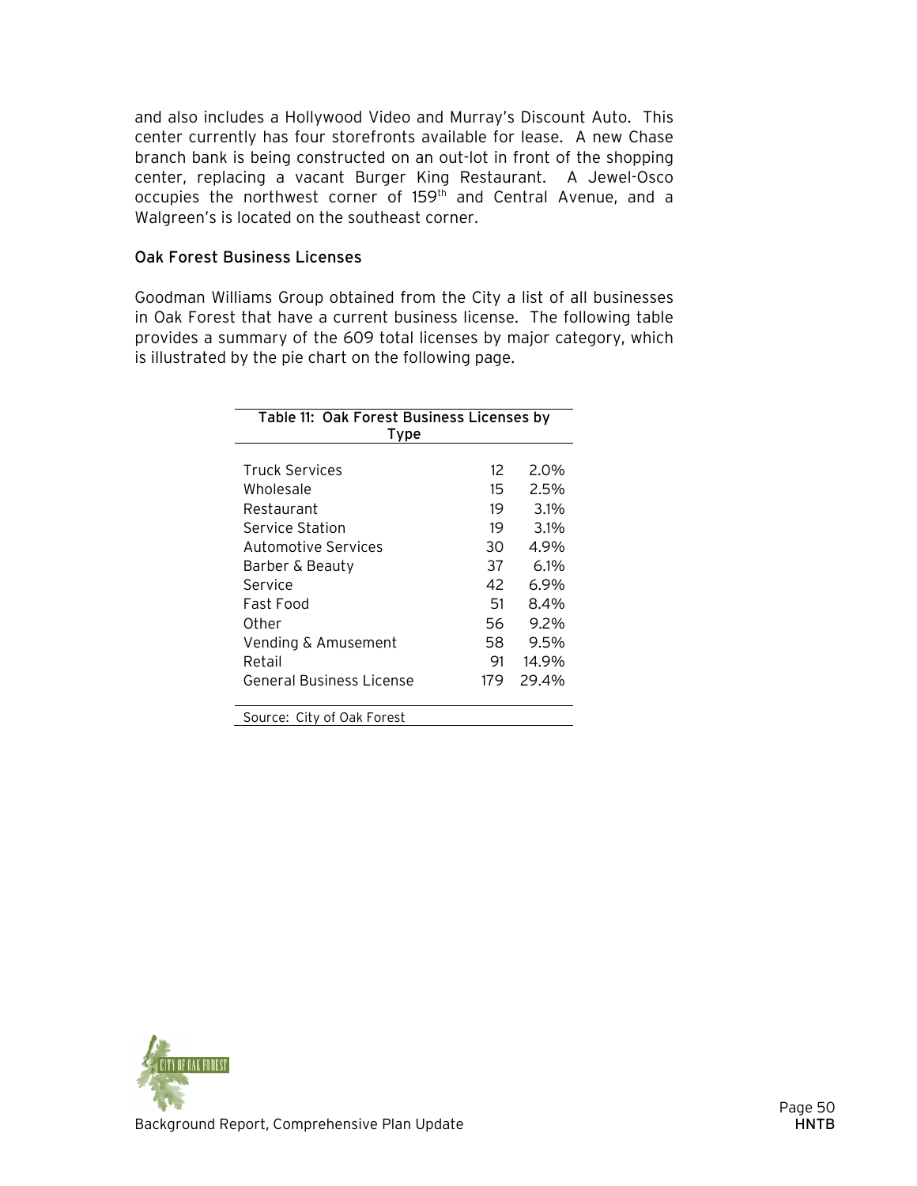and also includes a Hollywood Video and Murray's Discount Auto. This center currently has four storefronts available for lease. A new Chase branch bank is being constructed on an out-lot in front of the shopping center, replacing a vacant Burger King Restaurant. A Jewel-Osco occupies the northwest corner of 159th and Central Avenue, and a Walgreen's is located on the southeast corner.

### Oak Forest Business Licenses

Goodman Williams Group obtained from the City a list of all businesses in Oak Forest that have a current business license. The following table provides a summary of the 609 total licenses by major category, which is illustrated by the pie chart on the following page.

**Table 11: Oak Forest Business Licenses by Type**

| Type | Number | Percent |
|---|---|---|
| Truck Services | 12 | 2.0% |
| Wholesale | 15 | 2.5% |
| Restaurant | 19 | 3.1% |
| Service Station | 19 | 3.1% |
| Automotive Services | 30 | 4.9% |
| Barber & Beauty | 37 | 6.1% |
| Service | 42 | 6.9% |
| Fast Food | 51 | 8.4% |
| Other | 56 | 9.2% |
| Vending & Amusement | 58 | 9.5% |
| Retail | 91 | 14.9% |
| General Business License | 179 | 29.4% |

Source: City of Oak Forest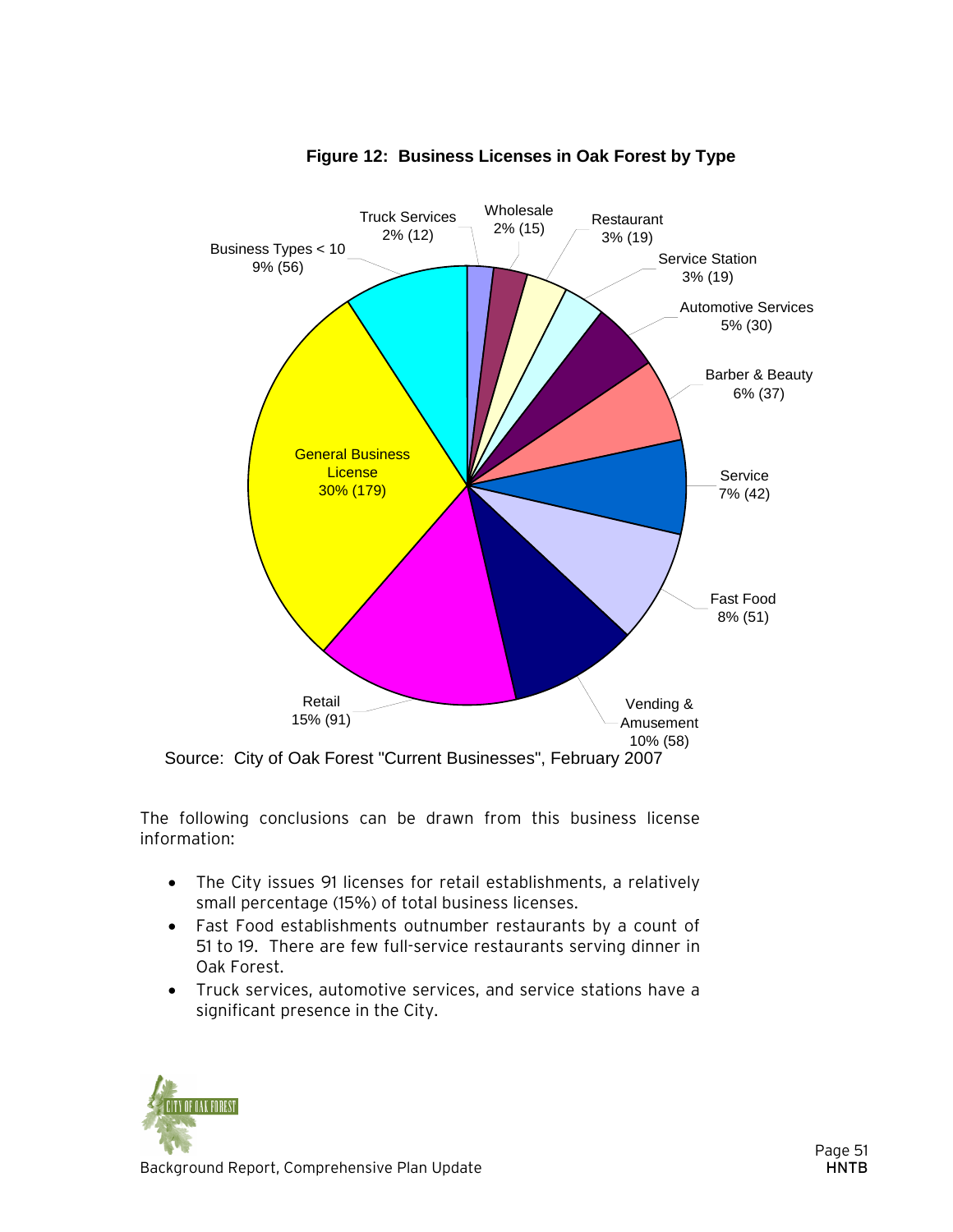**Figure 12: Business Licenses in Oak Forest by Type**

| Type | Percent | Count |
|---|---|---|
| General Business License | 30% | 179 |
| Retail | 15% | 91 |
| Vending & Amusement | 10% | 58 |
| Business Types < 10 | 9% | 56 |
| Fast Food | 8% | 51 |
| Service | 7% | 42 |
| Barber & Beauty | 6% | 37 |
| Automotive Services | 5% | 30 |
| Service Station | 3% | 19 |
| Restaurant | 3% | 19 |
| Wholesale | 2% | 15 |
| Truck Services | 2% | 12 |

Source: City of Oak Forest "Current Businesses", February 2007

The following conclusions can be drawn from this business license information:

- The City issues 91 licenses for retail establishments, a relatively small percentage (15%) of total business licenses.
- Fast Food establishments outnumber restaurants by a count of 51 to 19. There are few full-service restaurants serving dinner in Oak Forest.
- Truck services, automotive services, and service stations have a significant presence in the City.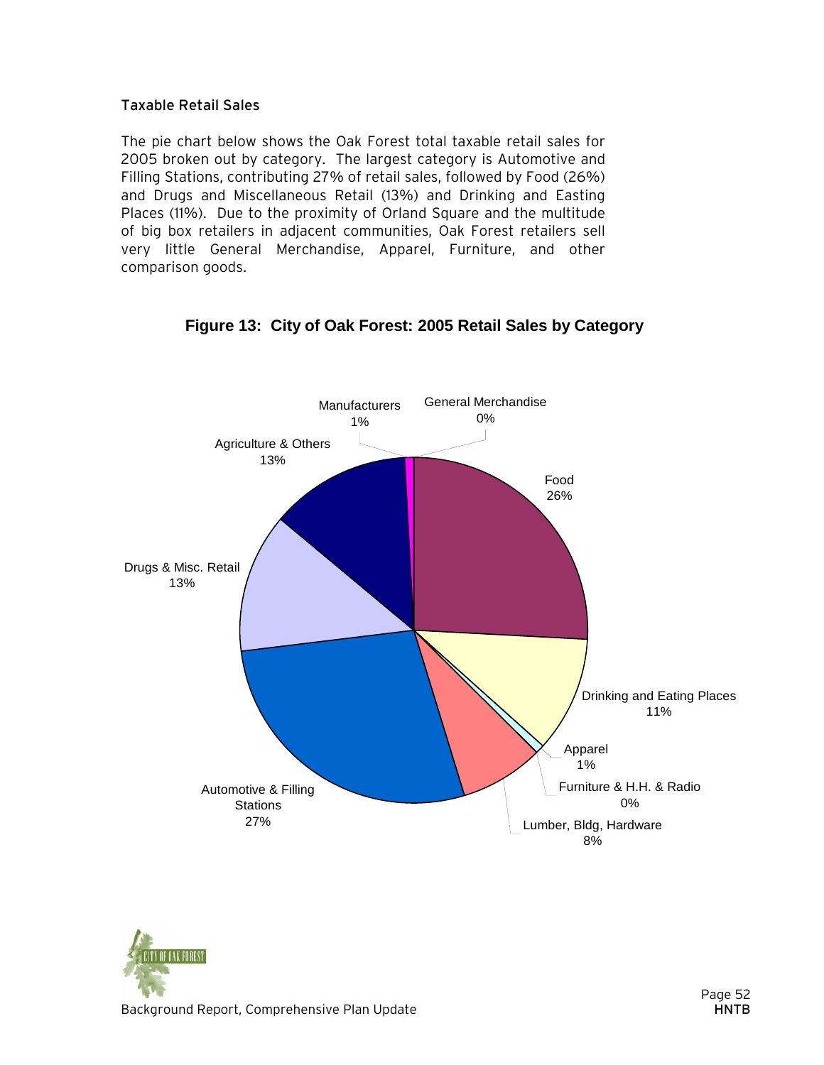### Taxable Retail Sales

The pie chart below shows the Oak Forest total taxable retail sales for 2005 broken out by category. The largest category is Automotive and Filling Stations, contributing 27% of retail sales, followed by Food (26%) and Drugs and Miscellaneous Retail (13%) and Drinking and Easting Places (11%). Due to the proximity of Orland Square and the multitude of big box retailers in adjacent communities, Oak Forest retailers sell very little General Merchandise, Apparel, Furniture, and other comparison goods.

**Figure 13: City of Oak Forest: 2005 Retail Sales by Category**

| Category | Share |
|---|---|
| Food | 26% |
| Drinking and Eating Places | 11% |
| Apparel | 1% |
| Furniture & H.H. & Radio | 0% |
| Lumber, Bldg, Hardware | 8% |
| Automotive & Filling Stations | 27% |
| Drugs & Misc. Retail | 13% |
| Agriculture & Others | 13% |
| Manufacturers | 1% |
| General Merchandise | 0% |

Background Report, Comprehensive Plan Update

HNTB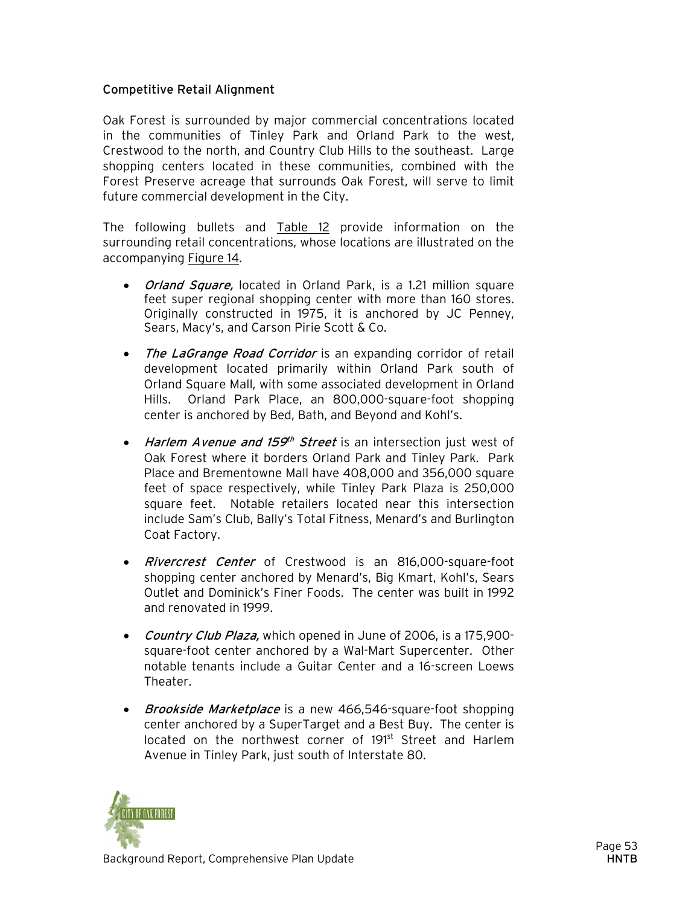### Competitive Retail Alignment

Oak Forest is surrounded by major commercial concentrations located in the communities of Tinley Park and Orland Park to the west, Crestwood to the north, and Country Club Hills to the southeast. Large shopping centers located in these communities, combined with the Forest Preserve acreage that surrounds Oak Forest, will serve to limit future commercial development in the City.

The following bullets and Table 12 provide information on the surrounding retail concentrations, whose locations are illustrated on the accompanying Figure 14.

- *Orland Square,* located in Orland Park, is a 1.21 million square feet super regional shopping center with more than 160 stores. Originally constructed in 1975, it is anchored by JC Penney, Sears, Macy's, and Carson Pirie Scott & Co.
- *The LaGrange Road Corridor* is an expanding corridor of retail development located primarily within Orland Park south of Orland Square Mall, with some associated development in Orland Hills. Orland Park Place, an 800,000-square-foot shopping center is anchored by Bed, Bath, and Beyond and Kohl's.
- *Harlem Avenue and 159th Street* is an intersection just west of Oak Forest where it borders Orland Park and Tinley Park. Park Place and Brementowne Mall have 408,000 and 356,000 square feet of space respectively, while Tinley Park Plaza is 250,000 square feet. Notable retailers located near this intersection include Sam's Club, Bally's Total Fitness, Menard's and Burlington Coat Factory.
- *Rivercrest Center* of Crestwood is an 816,000-square-foot shopping center anchored by Menard's, Big Kmart, Kohl's, Sears Outlet and Dominick's Finer Foods. The center was built in 1992 and renovated in 1999.
- *Country Club Plaza,* which opened in June of 2006, is a 175,900-square-foot center anchored by a Wal-Mart Supercenter. Other notable tenants include a Guitar Center and a 16-screen Loews Theater.
- *Brookside Marketplace* is a new 466,546-square-foot shopping center anchored by a SuperTarget and a Best Buy. The center is located on the northwest corner of 191st Street and Harlem Avenue in Tinley Park, just south of Interstate 80.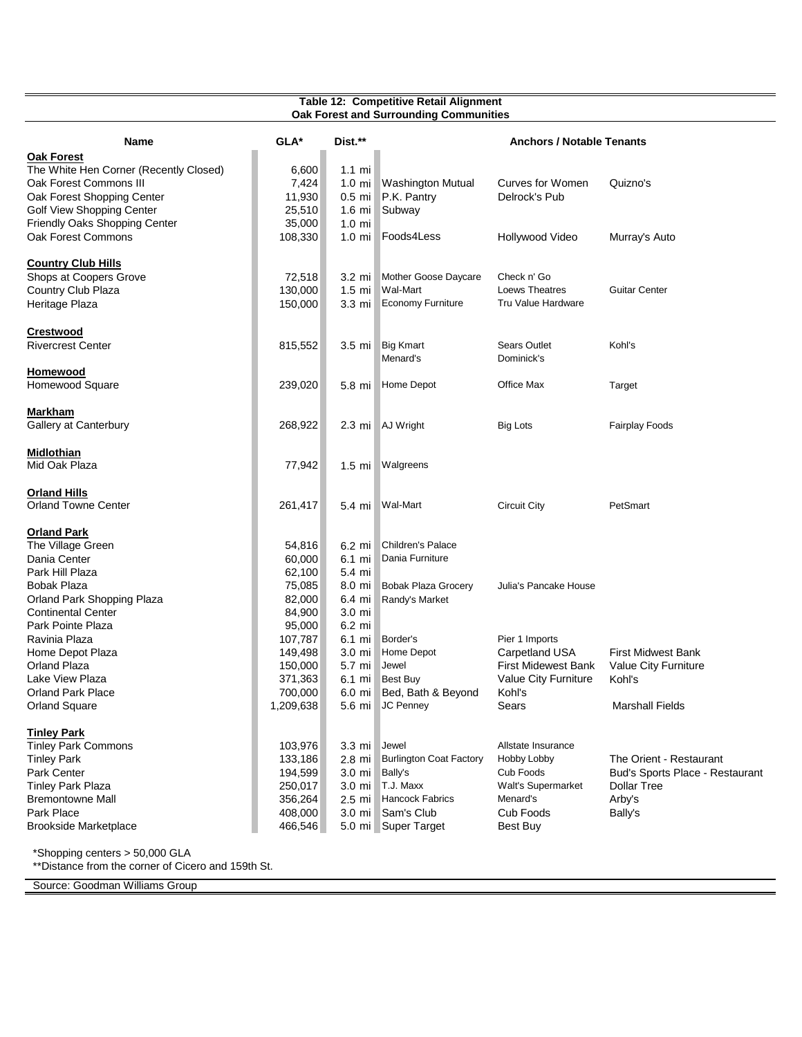**Table 12: Competitive Retail Alignment**
**Oak Forest and Surrounding Communities**

| Name | GLA* | Dist.** | Anchors / Notable Tenants | | |
|---|---|---|---|---|---|
| **Oak Forest** | | | | | |
| The White Hen Corner (Recently Closed) | 6,600 | 1.1 mi | | | |
| Oak Forest Commons III | 7,424 | 1.0 mi | Washington Mutual | Curves for Women | Quizno's |
| Oak Forest Shopping Center | 11,930 | 0.5 mi | P.K. Pantry | Delrock's Pub | |
| Golf View Shopping Center | 25,510 | 1.6 mi | Subway | | |
| Friendly Oaks Shopping Center | 35,000 | 1.0 mi | | | |
| Oak Forest Commons | 108,330 | 1.0 mi | Foods4Less | Hollywood Video | Murray's Auto |
| **Country Club Hills** | | | | | |
| Shops at Coopers Grove | 72,518 | 3.2 mi | Mother Goose Daycare | Check n' Go | |
| Country Club Plaza | 130,000 | 1.5 mi | Wal-Mart | Loews Theatres | Guitar Center |
| Heritage Plaza | 150,000 | 3.3 mi | Economy Furniture | Tru Value Hardware | |
| **Crestwood** | | | | | |
| Rivercrest Center | 815,552 | 3.5 mi | Big Kmart | Sears Outlet | Kohl's |
| | | | Menard's | Dominick's | |
| **Homewood** | | | | | |
| Homewood Square | 239,020 | 5.8 mi | Home Depot | Office Max | Target |
| **Markham** | | | | | |
| Gallery at Canterbury | 268,922 | 2.3 mi | AJ Wright | Big Lots | Fairplay Foods |
| **Midlothian** | | | | | |
| Mid Oak Plaza | 77,942 | 1.5 mi | Walgreens | | |
| **Orland Hills** | | | | | |
| Orland Towne Center | 261,417 | 5.4 mi | Wal-Mart | Circuit City | PetSmart |
| **Orland Park** | | | | | |
| The Village Green | 54,816 | 6.2 mi | Children's Palace | | |
| Dania Center | 60,000 | 6.1 mi | Dania Furniture | | |
| Park Hill Plaza | 62,100 | 5.4 mi | | | |
| Bobak Plaza | 75,085 | 8.0 mi | Bobak Plaza Grocery | Julia's Pancake House | |
| Orland Park Shopping Plaza | 82,000 | 6.4 mi | Randy's Market | | |
| Continental Center | 84,900 | 3.0 mi | | | |
| Park Pointe Plaza | 95,000 | 6.2 mi | | | |
| Ravinia Plaza | 107,787 | 6.1 mi | Border's | Pier 1 Imports | |
| Home Depot Plaza | 149,498 | 3.0 mi | Home Depot | Carpetland USA | First Midwest Bank |
| Orland Plaza | 150,000 | 5.7 mi | Jewel | First Midwest Bank | Value City Furniture |
| Lake View Plaza | 371,363 | 6.1 mi | Best Buy | Value City Furniture | Kohl's |
| Orland Park Place | 700,000 | 6.0 mi | Bed, Bath & Beyond | Kohl's | |
| Orland Square | 1,209,638 | 5.6 mi | JC Penney | Sears | Marshall Fields |
| **Tinley Park** | | | | | |
| Tinley Park Commons | 103,976 | 3.3 mi | Jewel | Allstate Insurance | |
| Tinley Park | 133,186 | 2.8 mi | Burlington Coat Factory | Hobby Lobby | The Orient - Restaurant |
| Park Center | 194,599 | 3.0 mi | Bally's | Cub Foods | Bud's Sports Place - Restaurant |
| Tinley Park Plaza | 250,017 | 3.0 mi | T.J. Maxx | Walt's Supermarket | Dollar Tree |
| Bremontowne Mall | 356,264 | 2.5 mi | Hancock Fabrics | Menard's | Arby's |
| Park Place | 408,000 | 3.0 mi | Sam's Club | Cub Foods | Bally's |
| Brookside Marketplace | 466,546 | 5.0 mi | Super Target | Best Buy | |

*Shopping centers > 50,000 GLA
**Distance from the corner of Cicero and 159th St.

Source: Goodman Williams Group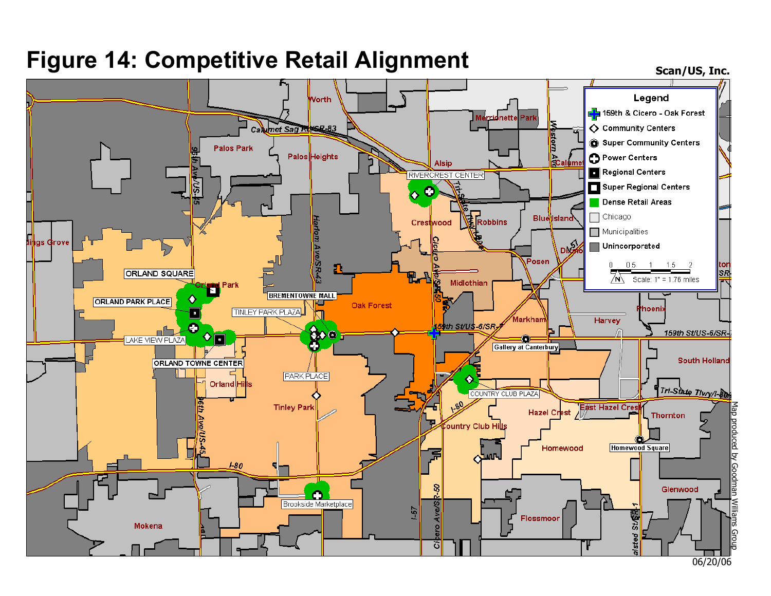# Figure 14: Competitive Retail Alignment

Scan/US, Inc.

**Legend**

- 159th & Cicero - Oak Forest
- Community Centers
- Super Community Centers
- Power Centers
- Regional Centers
- Super Regional Centers
- Dense Retail Areas
- Chicago
- Municipalities
- Unincorporated

0 0.5 1 1.5 2

Scale: 1" = 1.76 miles

Worth, Palos Park, Palos Heights, Merrionette Park, Alsip, Calumet, Crestwood, Robbins, Blue Island, Posen, Dixmoor, Midlothian, Oak Forest, Orland Park, Markham, Harvey, Phoenix, South Holland, Orland Hills, Tinley Park, Hazel Crest, East Hazel Crest, Thornton, Country Club Hills, Homewood, Glenwood, Flossmoor, Mokena, Hickory Hills, Palos Hills

ORLAND SQUARE, ORLAND PARK PLACE, LAKE VIEW PLAZA, ORLAND TOWNE CENTER, BREMENTOWNE MALL, TINLEY PARK PLAZA, PARK PLACE, RIVERCREST CENTER, Gallery at Canterbury, COUNTRY CLUB PLAZA, Homewood Square, Brookside Marketplace

Calumet Sag Rd/SR-83, 96th Ave/US-45, Harlem Ave/SR-43, Cicero Ave/SR-50, Tri-State Tlwy/I-294, 159th St/US-6/SR-7, Western Ave, I-57, I-80, Tri-State Tlwy/I-80/I-294, Halsted St/SR-1, Dixie Hwy

Map produced by Goodman Williams Group

06/20/06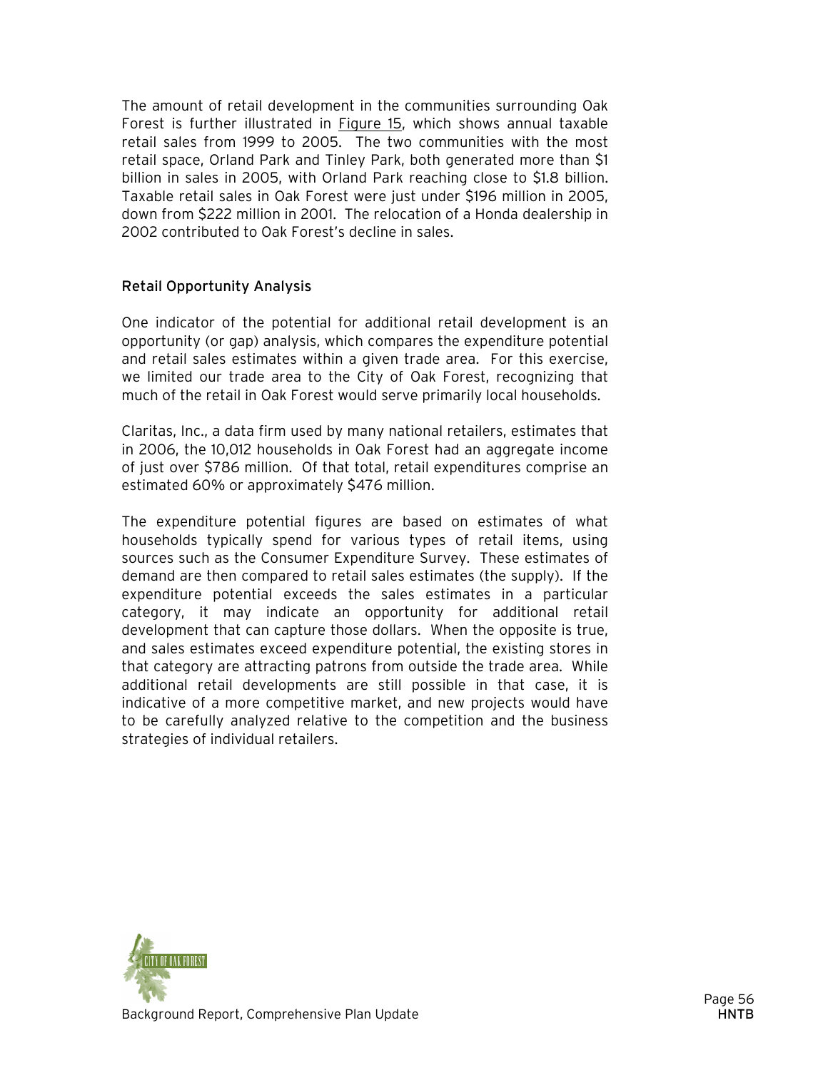The amount of retail development in the communities surrounding Oak Forest is further illustrated in Figure 15, which shows annual taxable retail sales from 1999 to 2005. The two communities with the most retail space, Orland Park and Tinley Park, both generated more than $1 billion in sales in 2005, with Orland Park reaching close to $1.8 billion. Taxable retail sales in Oak Forest were just under $196 million in 2005, down from $222 million in 2001. The relocation of a Honda dealership in 2002 contributed to Oak Forest's decline in sales.

## Retail Opportunity Analysis

One indicator of the potential for additional retail development is an opportunity (or gap) analysis, which compares the expenditure potential and retail sales estimates within a given trade area. For this exercise, we limited our trade area to the City of Oak Forest, recognizing that much of the retail in Oak Forest would serve primarily local households.

Claritas, Inc., a data firm used by many national retailers, estimates that in 2006, the 10,012 households in Oak Forest had an aggregate income of just over $786 million. Of that total, retail expenditures comprise an estimated 60% or approximately $476 million.

The expenditure potential figures are based on estimates of what households typically spend for various types of retail items, using sources such as the Consumer Expenditure Survey. These estimates of demand are then compared to retail sales estimates (the supply). If the expenditure potential exceeds the sales estimates in a particular category, it may indicate an opportunity for additional retail development that can capture those dollars. When the opposite is true, and sales estimates exceed expenditure potential, the existing stores in that category are attracting patrons from outside the trade area. While additional retail developments are still possible in that case, it is indicative of a more competitive market, and new projects would have to be carefully analyzed relative to the competition and the business strategies of individual retailers.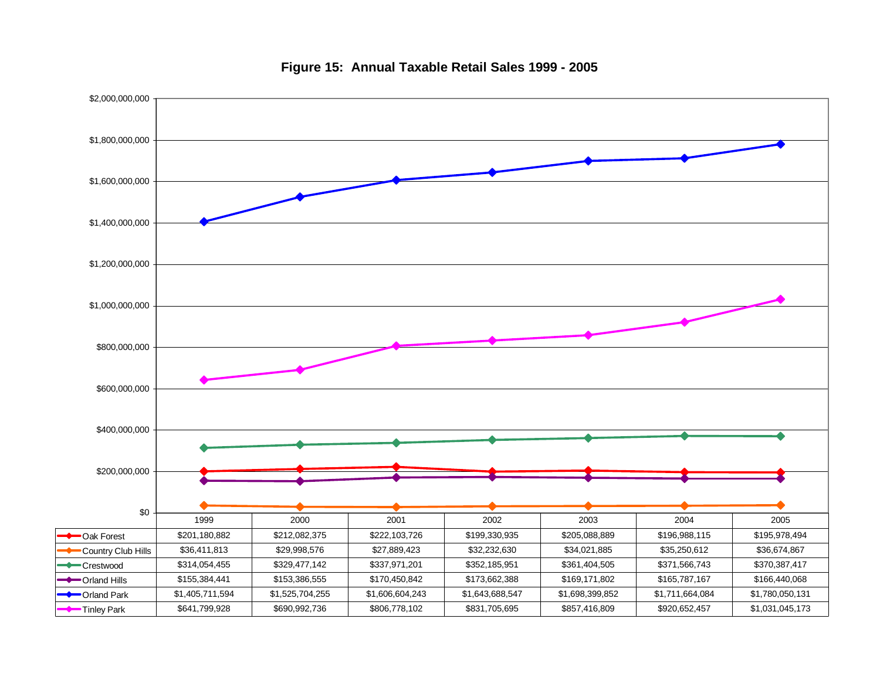**Figure 15: Annual Taxable Retail Sales 1999 - 2005**

| | 1999 | 2000 | 2001 | 2002 | 2003 | 2004 | 2005 |
|---|---|---|---|---|---|---|---|
| Oak Forest | $201,180,882 | $212,082,375 | $222,103,726 | $199,330,935 | $205,088,889 | $196,988,115 | $195,978,494 |
| Country Club Hills | $36,411,813 | $29,998,576 | $27,889,423 | $32,232,630 | $34,021,885 | $35,250,612 | $36,674,867 |
| Crestwood | $314,054,455 | $329,477,142 | $337,971,201 | $352,185,951 | $361,404,505 | $371,566,743 | $370,387,417 |
| Orland Hills | $155,384,441 | $153,386,555 | $170,450,842 | $173,662,388 | $169,171,802 | $165,787,167 | $166,440,068 |
| Orland Park | $1,405,711,594 | $1,525,704,255 | $1,606,604,243 | $1,643,688,547 | $1,698,399,852 | $1,711,664,084 | $1,780,050,131 |
| Tinley Park | $641,799,928 | $690,992,736 | $806,778,102 | $831,705,695 | $857,416,809 | $920,652,457 | $1,031,045,173 |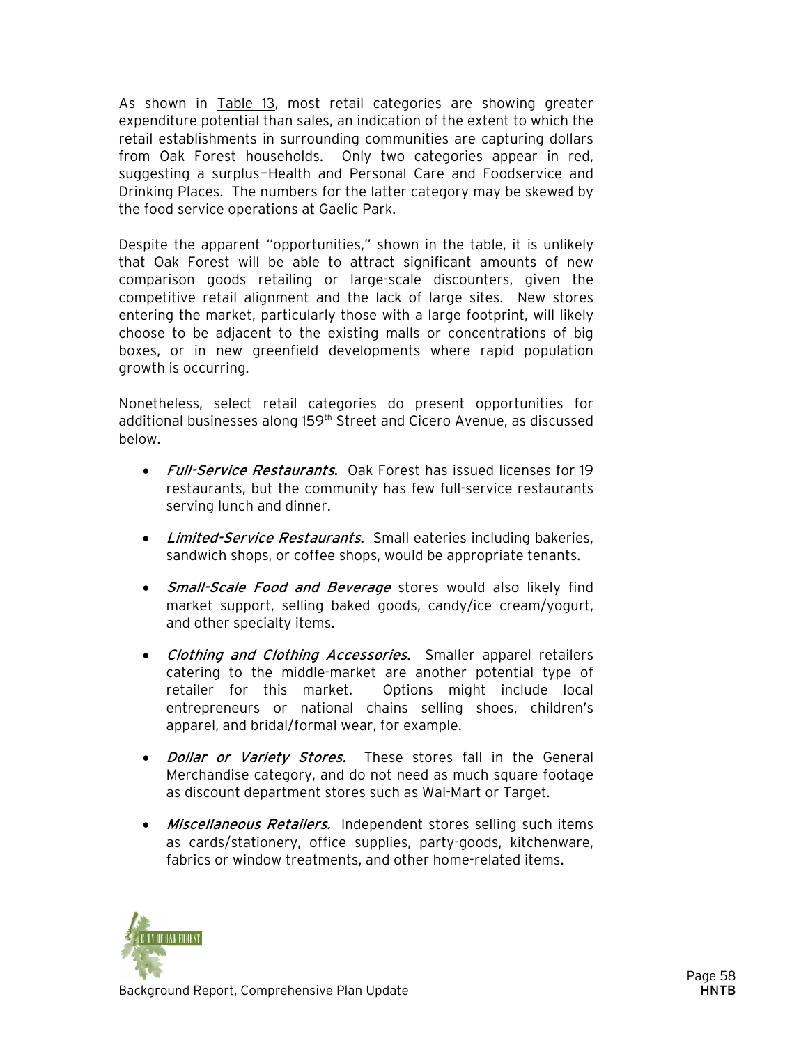As shown in Table 13, most retail categories are showing greater expenditure potential than sales, an indication of the extent to which the retail establishments in surrounding communities are capturing dollars from Oak Forest households. Only two categories appear in red, suggesting a surplus—Health and Personal Care and Foodservice and Drinking Places. The numbers for the latter category may be skewed by the food service operations at Gaelic Park.

Despite the apparent "opportunities," shown in the table, it is unlikely that Oak Forest will be able to attract significant amounts of new comparison goods retailing or large-scale discounters, given the competitive retail alignment and the lack of large sites. New stores entering the market, particularly those with a large footprint, will likely choose to be adjacent to the existing malls or concentrations of big boxes, or in new greenfield developments where rapid population growth is occurring.

Nonetheless, select retail categories do present opportunities for additional businesses along 159th Street and Cicero Avenue, as discussed below.

- ***Full-Service Restaurants.*** Oak Forest has issued licenses for 19 restaurants, but the community has few full-service restaurants serving lunch and dinner.
- ***Limited-Service Restaurants.*** Small eateries including bakeries, sandwich shops, or coffee shops, would be appropriate tenants.
- ***Small-Scale Food and Beverage*** stores would also likely find market support, selling baked goods, candy/ice cream/yogurt, and other specialty items.
- ***Clothing and Clothing Accessories.*** Smaller apparel retailers catering to the middle-market are another potential type of retailer for this market. Options might include local entrepreneurs or national chains selling shoes, children's apparel, and bridal/formal wear, for example.
- ***Dollar or Variety Stores.*** These stores fall in the General Merchandise category, and do not need as much square footage as discount department stores such as Wal-Mart or Target.
- ***Miscellaneous Retailers.*** Independent stores selling such items as cards/stationery, office supplies, party-goods, kitchenware, fabrics or window treatments, and other home-related items.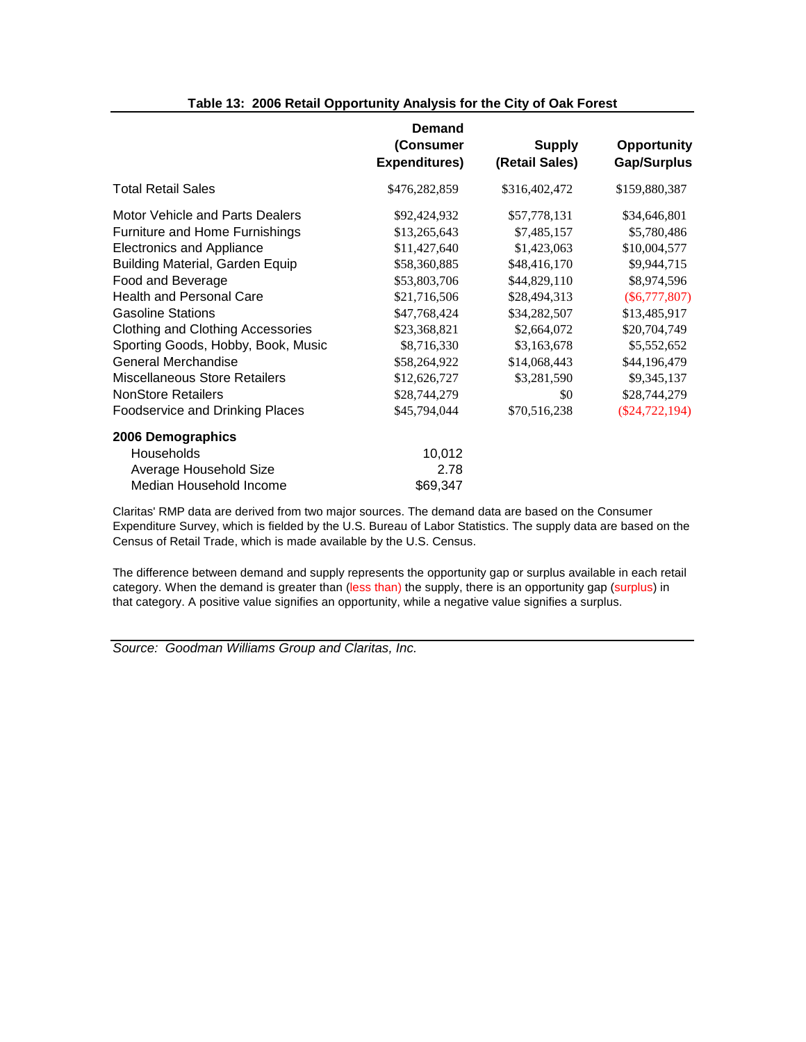**Table 13: 2006 Retail Opportunity Analysis for the City of Oak Forest**

| | Demand (Consumer Expenditures) | Supply (Retail Sales) | Opportunity Gap/Surplus |
|---|---|---|---|
| Total Retail Sales | $476,282,859 | $316,402,472 | $159,880,387 |
| Motor Vehicle and Parts Dealers | $92,424,932 | $57,778,131 | $34,646,801 |
| Furniture and Home Furnishings | $13,265,643 | $7,485,157 | $5,780,486 |
| Electronics and Appliance | $11,427,640 | $1,423,063 | $10,004,577 |
| Building Material, Garden Equip | $58,360,885 | $48,416,170 | $9,944,715 |
| Food and Beverage | $53,803,706 | $44,829,110 | $8,974,596 |
| Health and Personal Care | $21,716,506 | $28,494,313 | ($6,777,807) |
| Gasoline Stations | $47,768,424 | $34,282,507 | $13,485,917 |
| Clothing and Clothing Accessories | $23,368,821 | $2,664,072 | $20,704,749 |
| Sporting Goods, Hobby, Book, Music | $8,716,330 | $3,163,678 | $5,552,652 |
| General Merchandise | $58,264,922 | $14,068,443 | $44,196,479 |
| Miscellaneous Store Retailers | $12,626,727 | $3,281,590 | $9,345,137 |
| NonStore Retailers | $28,744,279 | $0 | $28,744,279 |
| Foodservice and Drinking Places | $45,794,044 | $70,516,238 | ($24,722,194) |
| **2006 Demographics** | | | |
| Households | 10,012 | | |
| Average Household Size | 2.78 | | |
| Median Household Income | $69,347 | | |

Claritas' RMP data are derived from two major sources. The demand data are based on the Consumer Expenditure Survey, which is fielded by the U.S. Bureau of Labor Statistics. The supply data are based on the Census of Retail Trade, which is made available by the U.S. Census.

The difference between demand and supply represents the opportunity gap or surplus available in each retail category. When the demand is greater than (less than) the supply, there is an opportunity gap (surplus) in that category. A positive value signifies an opportunity, while a negative value signifies a surplus.

*Source: Goodman Williams Group and Claritas, Inc.*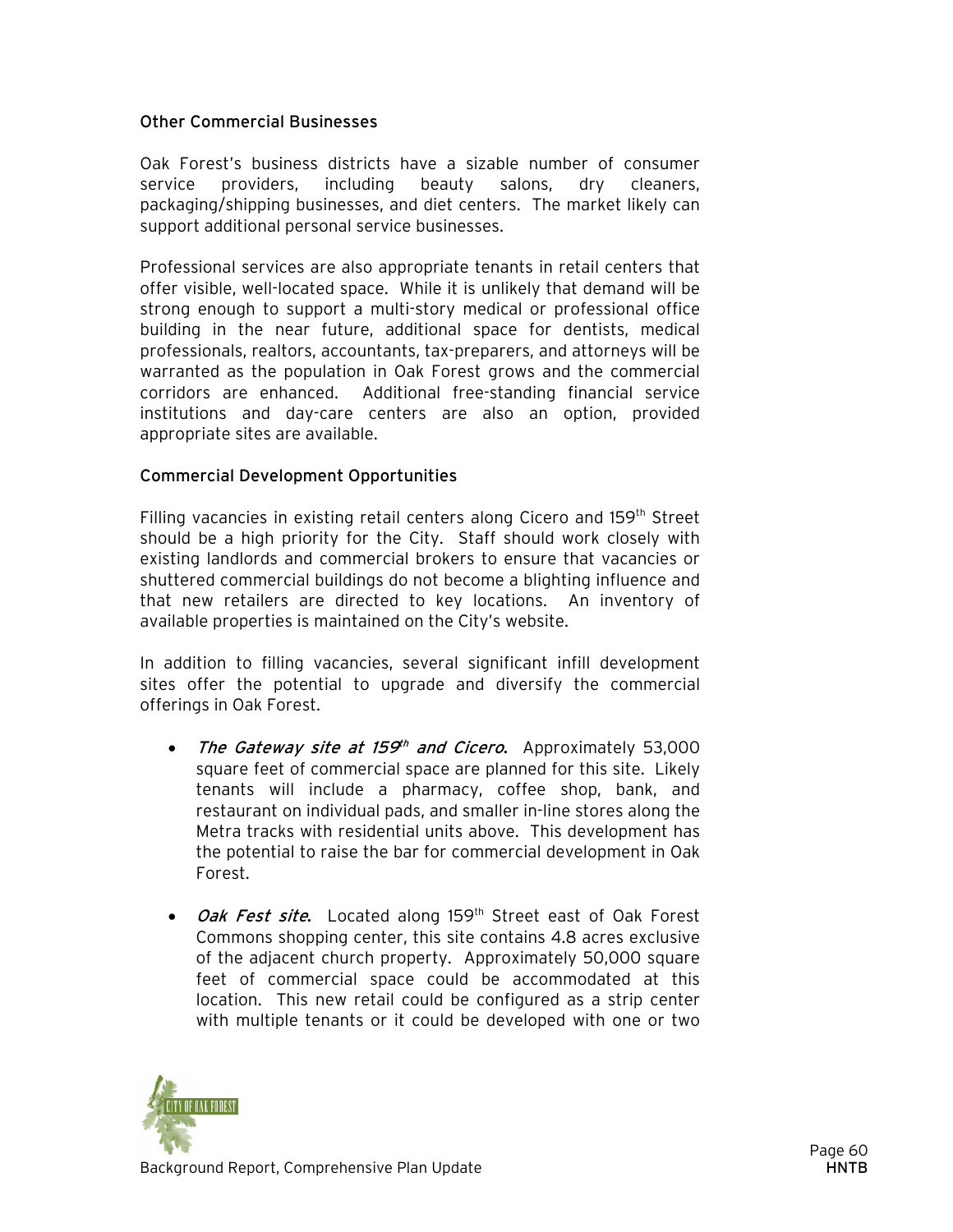### Other Commercial Businesses

Oak Forest's business districts have a sizable number of consumer service providers, including beauty salons, dry cleaners, packaging/shipping businesses, and diet centers. The market likely can support additional personal service businesses.

Professional services are also appropriate tenants in retail centers that offer visible, well-located space. While it is unlikely that demand will be strong enough to support a multi-story medical or professional office building in the near future, additional space for dentists, medical professionals, realtors, accountants, tax-preparers, and attorneys will be warranted as the population in Oak Forest grows and the commercial corridors are enhanced. Additional free-standing financial service institutions and day-care centers are also an option, provided appropriate sites are available.

### Commercial Development Opportunities

Filling vacancies in existing retail centers along Cicero and 159th Street should be a high priority for the City. Staff should work closely with existing landlords and commercial brokers to ensure that vacancies or shuttered commercial buildings do not become a blighting influence and that new retailers are directed to key locations. An inventory of available properties is maintained on the City's website.

In addition to filling vacancies, several significant infill development sites offer the potential to upgrade and diversify the commercial offerings in Oak Forest.

- ***The Gateway site at 159th and Cicero.*** Approximately 53,000 square feet of commercial space are planned for this site. Likely tenants will include a pharmacy, coffee shop, bank, and restaurant on individual pads, and smaller in-line stores along the Metra tracks with residential units above. This development has the potential to raise the bar for commercial development in Oak Forest.
- ***Oak Fest site.*** Located along 159th Street east of Oak Forest Commons shopping center, this site contains 4.8 acres exclusive of the adjacent church property. Approximately 50,000 square feet of commercial space could be accommodated at this location. This new retail could be configured as a strip center with multiple tenants or it could be developed with one or two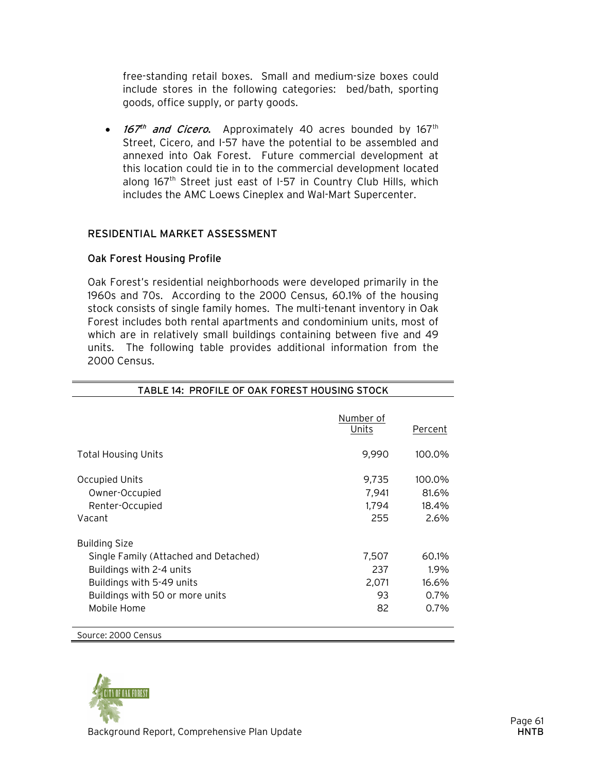free-standing retail boxes. Small and medium-size boxes could include stores in the following categories: bed/bath, sporting goods, office supply, or party goods.

- ***167th and Cicero.*** Approximately 40 acres bounded by 167th Street, Cicero, and I-57 have the potential to be assembled and annexed into Oak Forest. Future commercial development at this location could tie in to the commercial development located along 167th Street just east of I-57 in Country Club Hills, which includes the AMC Loews Cineplex and Wal-Mart Supercenter.

## RESIDENTIAL MARKET ASSESSMENT

### Oak Forest Housing Profile

Oak Forest's residential neighborhoods were developed primarily in the 1960s and 70s. According to the 2000 Census, 60.1% of the housing stock consists of single family homes. The multi-tenant inventory in Oak Forest includes both rental apartments and condominium units, most of which are in relatively small buildings containing between five and 49 units. The following table provides additional information from the 2000 Census.

**TABLE 14: PROFILE OF OAK FOREST HOUSING STOCK**

| | Number of Units | Percent |
|---|---|---|
| Total Housing Units | 9,990 | 100.0% |
| Occupied Units | 9,735 | 100.0% |
| Owner-Occupied | 7,941 | 81.6% |
| Renter-Occupied | 1,794 | 18.4% |
| Vacant | 255 | 2.6% |
| Building Size | | |
| Single Family (Attached and Detached) | 7,507 | 60.1% |
| Buildings with 2-4 units | 237 | 1.9% |
| Buildings with 5-49 units | 2,071 | 16.6% |
| Buildings with 50 or more units | 93 | 0.7% |
| Mobile Home | 82 | 0.7% |

Source: 2000 Census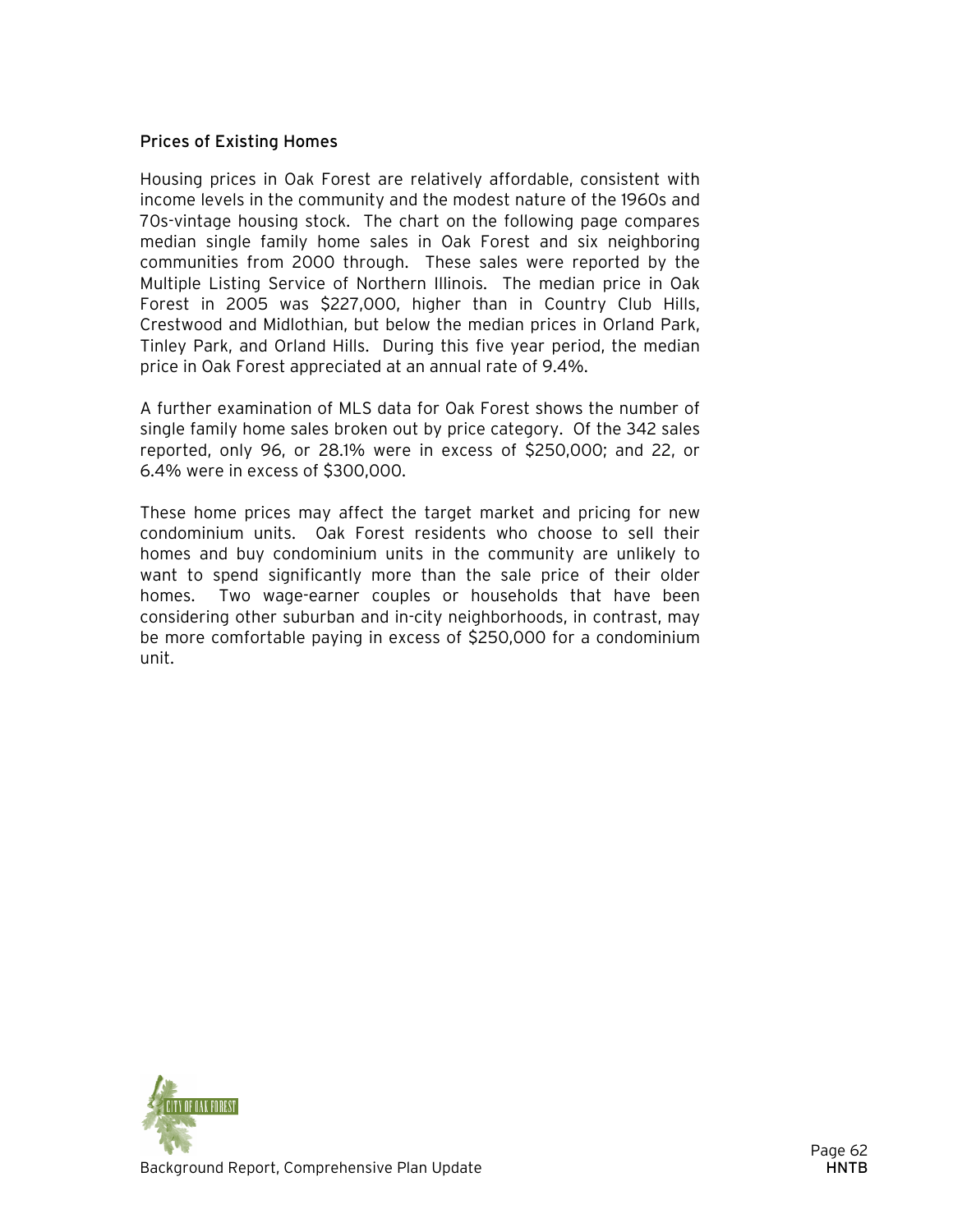### Prices of Existing Homes

Housing prices in Oak Forest are relatively affordable, consistent with income levels in the community and the modest nature of the 1960s and 70s-vintage housing stock. The chart on the following page compares median single family home sales in Oak Forest and six neighboring communities from 2000 through. These sales were reported by the Multiple Listing Service of Northern Illinois. The median price in Oak Forest in 2005 was $227,000, higher than in Country Club Hills, Crestwood and Midlothian, but below the median prices in Orland Park, Tinley Park, and Orland Hills. During this five year period, the median price in Oak Forest appreciated at an annual rate of 9.4%.

A further examination of MLS data for Oak Forest shows the number of single family home sales broken out by price category. Of the 342 sales reported, only 96, or 28.1% were in excess of $250,000; and 22, or 6.4% were in excess of $300,000.

These home prices may affect the target market and pricing for new condominium units. Oak Forest residents who choose to sell their homes and buy condominium units in the community are unlikely to want to spend significantly more than the sale price of their older homes. Two wage-earner couples or households that have been considering other suburban and in-city neighborhoods, in contrast, may be more comfortable paying in excess of $250,000 for a condominium unit.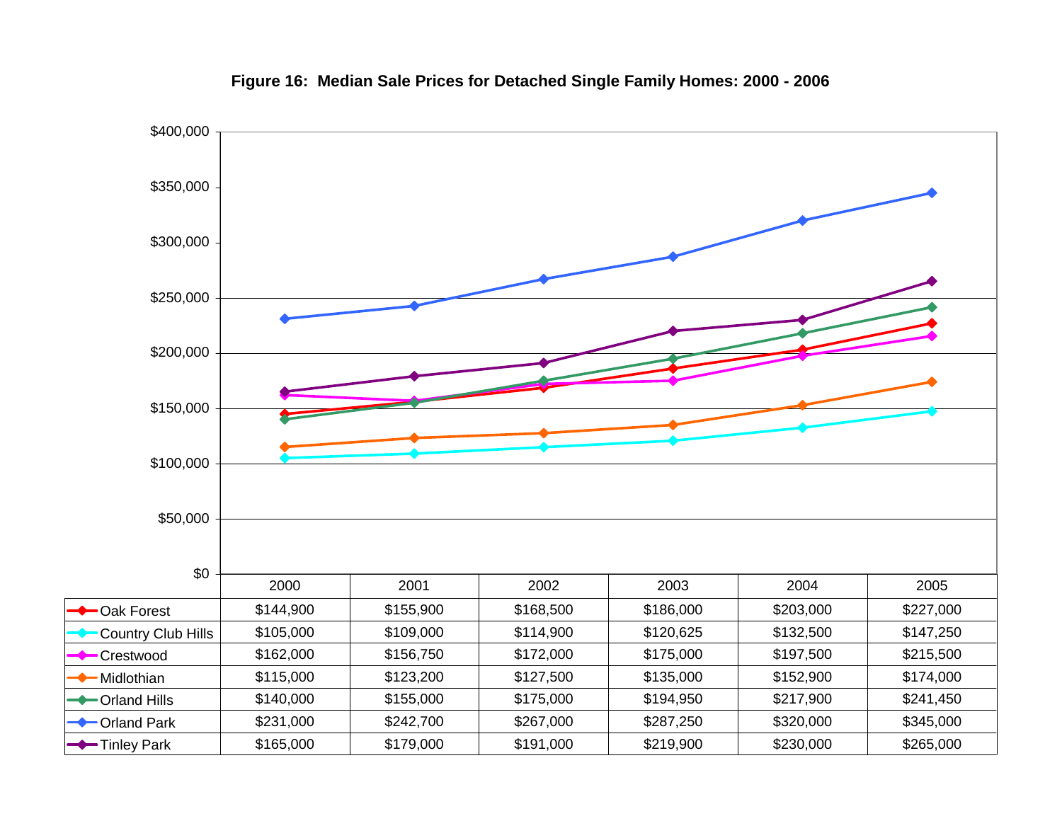**Figure 16: Median Sale Prices for Detached Single Family Homes: 2000 - 2006**

| | 2000 | 2001 | 2002 | 2003 | 2004 | 2005 |
|---|---|---|---|---|---|---|
| Oak Forest | $144,900 | $155,900 | $168,500 | $186,000 | $203,000 | $227,000 |
| Country Club Hills | $105,000 | $109,000 | $114,900 | $120,625 | $132,500 | $147,250 |
| Crestwood | $162,000 | $156,750 | $172,000 | $175,000 | $197,500 | $215,500 |
| Midlothian | $115,000 | $123,200 | $127,500 | $135,000 | $152,900 | $174,000 |
| Orland Hills | $140,000 | $155,000 | $175,000 | $194,950 | $217,900 | $241,450 |
| Orland Park | $231,000 | $242,700 | $267,000 | $287,250 | $320,000 | $345,000 |
| Tinley Park | $165,000 | $179,000 | $191,000 | $219,900 | $230,000 | $265,000 |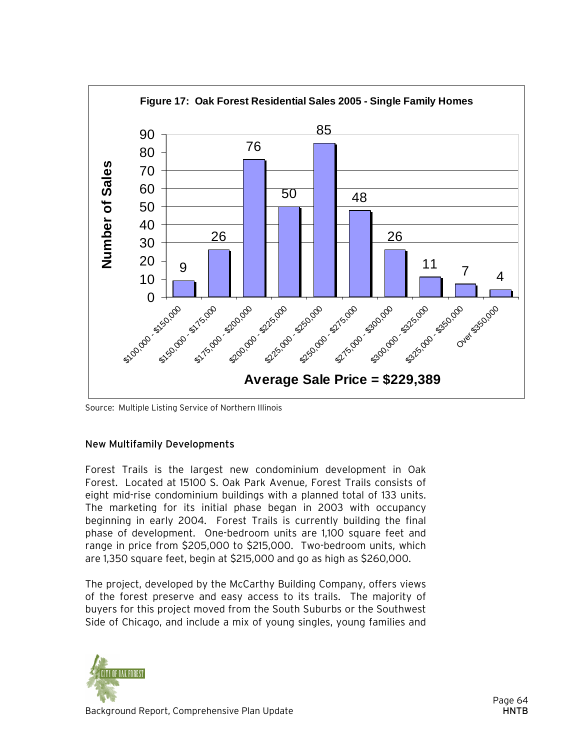**Figure 17: Oak Forest Residential Sales 2005 - Single Family Homes**

| Average Sale Price | Number of Sales |
|---|---|
| $100,000 - $150,000 | 9 |
| $150,000 - $175,000 | 26 |
| $175,000 - $200,000 | 76 |
| $200,000 - $225,000 | 50 |
| $225,000 - $250,000 | 85 |
| $250,000 - $275,000 | 48 |
| $275,000 - $300,000 | 26 |
| $300,000 - $325,000 | 11 |
| $325,000 - $350,000 | 7 |
| Over $350,000 | 4 |

**Average Sale Price = $229,389**

Source: Multiple Listing Service of Northern Illinois

### New Multifamily Developments

Forest Trails is the largest new condominium development in Oak Forest. Located at 15100 S. Oak Park Avenue, Forest Trails consists of eight mid-rise condominium buildings with a planned total of 133 units. The marketing for its initial phase began in 2003 with occupancy beginning in early 2004. Forest Trails is currently building the final phase of development. One-bedroom units are 1,100 square feet and range in price from $205,000 to $215,000. Two-bedroom units, which are 1,350 square feet, begin at $215,000 and go as high as $260,000.

The project, developed by the McCarthy Building Company, offers views of the forest preserve and easy access to its trails. The majority of buyers for this project moved from the South Suburbs or the Southwest Side of Chicago, and include a mix of young singles, young families and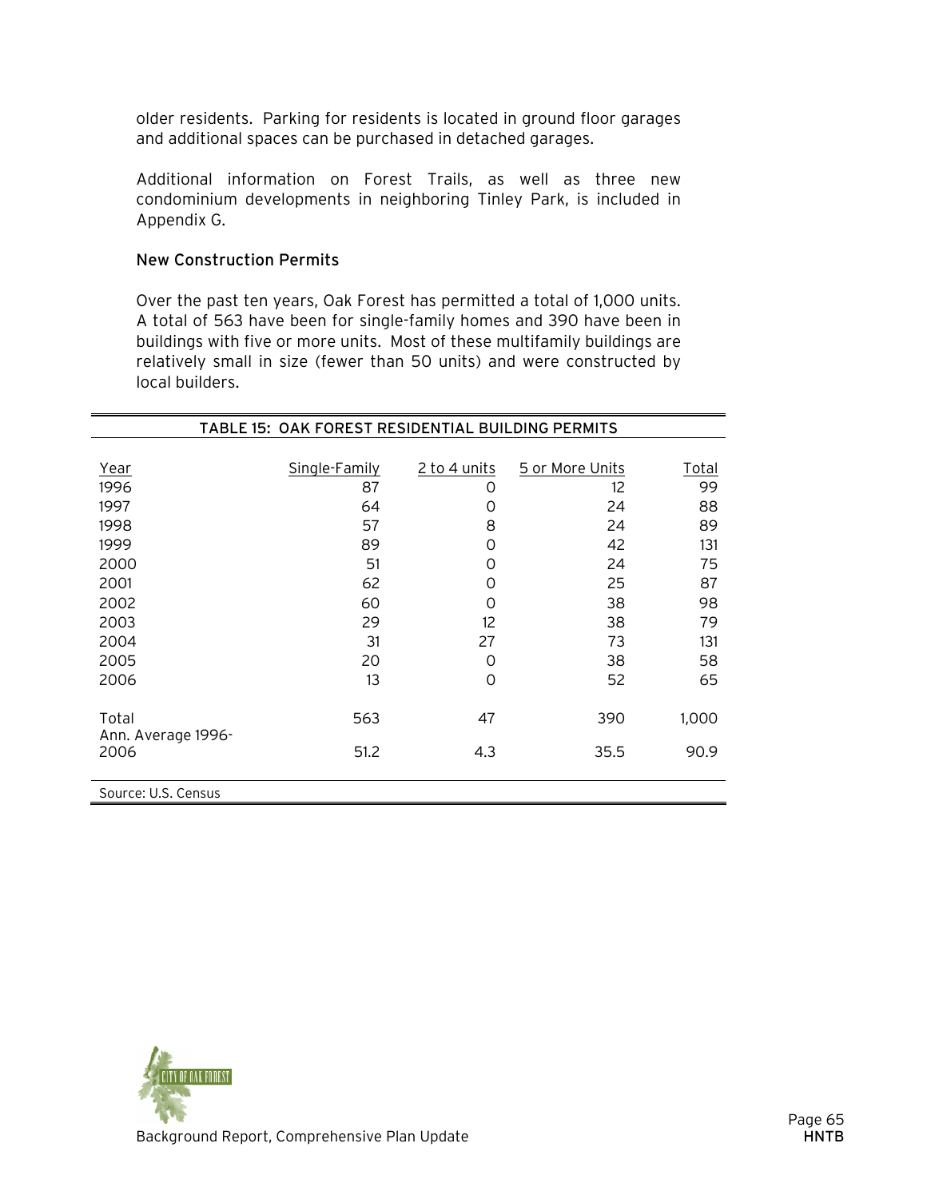older residents. Parking for residents is located in ground floor garages and additional spaces can be purchased in detached garages.

Additional information on Forest Trails, as well as three new condominium developments in neighboring Tinley Park, is included in Appendix G.

### New Construction Permits

Over the past ten years, Oak Forest has permitted a total of 1,000 units. A total of 563 have been for single-family homes and 390 have been in buildings with five or more units. Most of these multifamily buildings are relatively small in size (fewer than 50 units) and were constructed by local builders.

**TABLE 15: OAK FOREST RESIDENTIAL BUILDING PERMITS**

| Year | Single-Family | 2 to 4 units | 5 or More Units | Total |
|---|---|---|---|---|
| 1996 | 87 | 0 | 12 | 99 |
| 1997 | 64 | 0 | 24 | 88 |
| 1998 | 57 | 8 | 24 | 89 |
| 1999 | 89 | 0 | 42 | 131 |
| 2000 | 51 | 0 | 24 | 75 |
| 2001 | 62 | 0 | 25 | 87 |
| 2002 | 60 | 0 | 38 | 98 |
| 2003 | 29 | 12 | 38 | 79 |
| 2004 | 31 | 27 | 73 | 131 |
| 2005 | 20 | 0 | 38 | 58 |
| 2006 | 13 | 0 | 52 | 65 |
| Total | 563 | 47 | 390 | 1,000 |
| Ann. Average 1996-2006 | 51.2 | 4.3 | 35.5 | 90.9 |

Source: U.S. Census

Background Report, Comprehensive Plan Update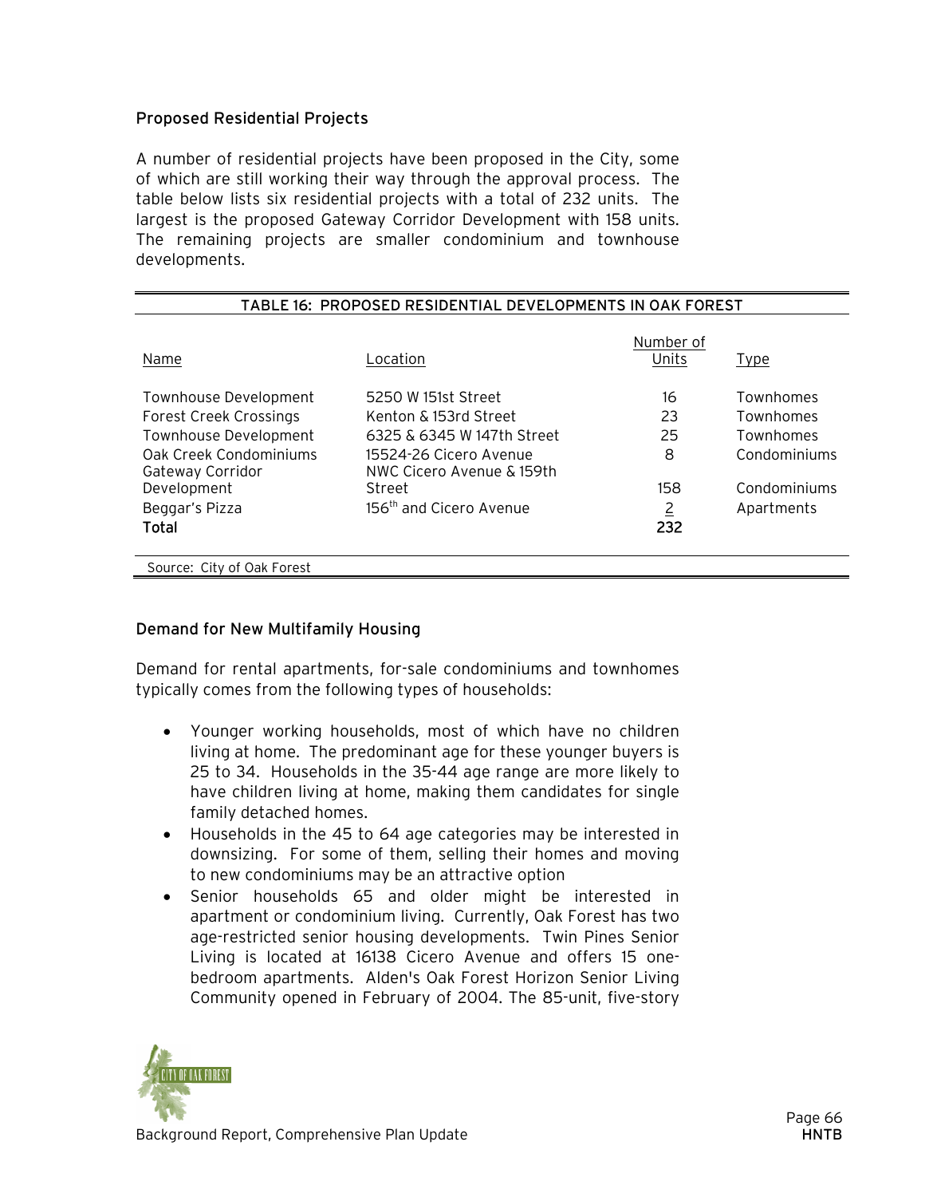### Proposed Residential Projects

A number of residential projects have been proposed in the City, some of which are still working their way through the approval process. The table below lists six residential projects with a total of 232 units. The largest is the proposed Gateway Corridor Development with 158 units. The remaining projects are smaller condominium and townhouse developments.

**TABLE 16: PROPOSED RESIDENTIAL DEVELOPMENTS IN OAK FOREST**

| Name | Location | Number of Units | Type |
|---|---|---|---|
| Townhouse Development | 5250 W 151st Street | 16 | Townhomes |
| Forest Creek Crossings | Kenton & 153rd Street | 23 | Townhomes |
| Townhouse Development | 6325 & 6345 W 147th Street | 25 | Townhomes |
| Oak Creek Condominiums | 15524-26 Cicero Avenue | 8 | Condominiums |
| Gateway Corridor Development | NWC Cicero Avenue & 159th Street | 158 | Condominiums |
| Beggar's Pizza | 156th and Cicero Avenue | 2 | Apartments |
| **Total** | | **232** | |

Source: City of Oak Forest

### Demand for New Multifamily Housing

Demand for rental apartments, for-sale condominiums and townhomes typically comes from the following types of households:

- Younger working households, most of which have no children living at home. The predominant age for these younger buyers is 25 to 34. Households in the 35-44 age range are more likely to have children living at home, making them candidates for single family detached homes.
- Households in the 45 to 64 age categories may be interested in downsizing. For some of them, selling their homes and moving to new condominiums may be an attractive option
- Senior households 65 and older might be interested in apartment or condominium living. Currently, Oak Forest has two age-restricted senior housing developments. Twin Pines Senior Living is located at 16138 Cicero Avenue and offers 15 one-bedroom apartments. Alden's Oak Forest Horizon Senior Living Community opened in February of 2004. The 85-unit, five-story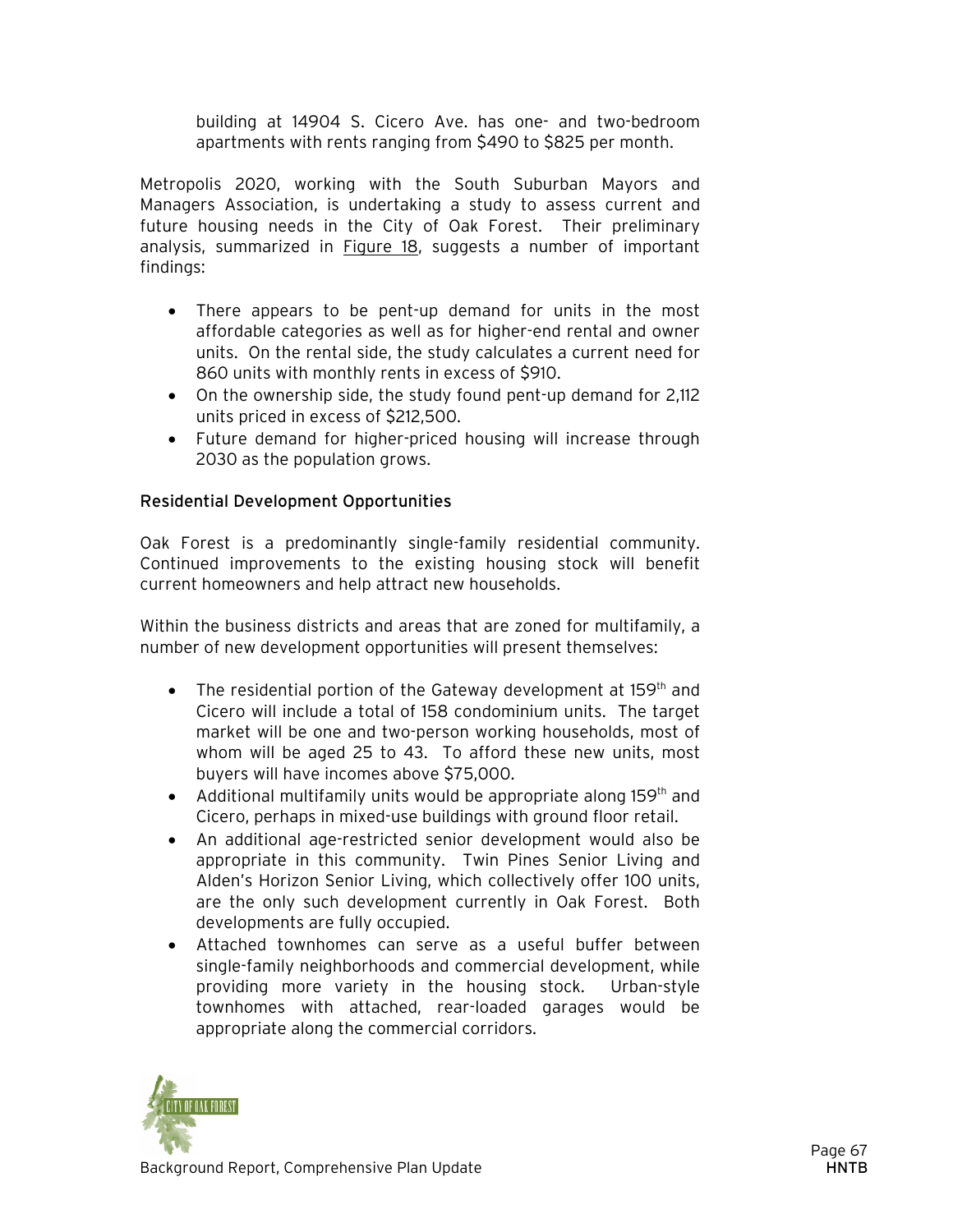building at 14904 S. Cicero Ave. has one- and two-bedroom apartments with rents ranging from $490 to $825 per month.

Metropolis 2020, working with the South Suburban Mayors and Managers Association, is undertaking a study to assess current and future housing needs in the City of Oak Forest. Their preliminary analysis, summarized in Figure 18, suggests a number of important findings:

- There appears to be pent-up demand for units in the most affordable categories as well as for higher-end rental and owner units. On the rental side, the study calculates a current need for 860 units with monthly rents in excess of $910.
- On the ownership side, the study found pent-up demand for 2,112 units priced in excess of $212,500.
- Future demand for higher-priced housing will increase through 2030 as the population grows.

### Residential Development Opportunities

Oak Forest is a predominantly single-family residential community. Continued improvements to the existing housing stock will benefit current homeowners and help attract new households.

Within the business districts and areas that are zoned for multifamily, a number of new development opportunities will present themselves:

- The residential portion of the Gateway development at 159th and Cicero will include a total of 158 condominium units. The target market will be one and two-person working households, most of whom will be aged 25 to 43. To afford these new units, most buyers will have incomes above $75,000.
- Additional multifamily units would be appropriate along 159th and Cicero, perhaps in mixed-use buildings with ground floor retail.
- An additional age-restricted senior development would also be appropriate in this community. Twin Pines Senior Living and Alden's Horizon Senior Living, which collectively offer 100 units, are the only such development currently in Oak Forest. Both developments are fully occupied.
- Attached townhomes can serve as a useful buffer between single-family neighborhoods and commercial development, while providing more variety in the housing stock. Urban-style townhomes with attached, rear-loaded garages would be appropriate along the commercial corridors.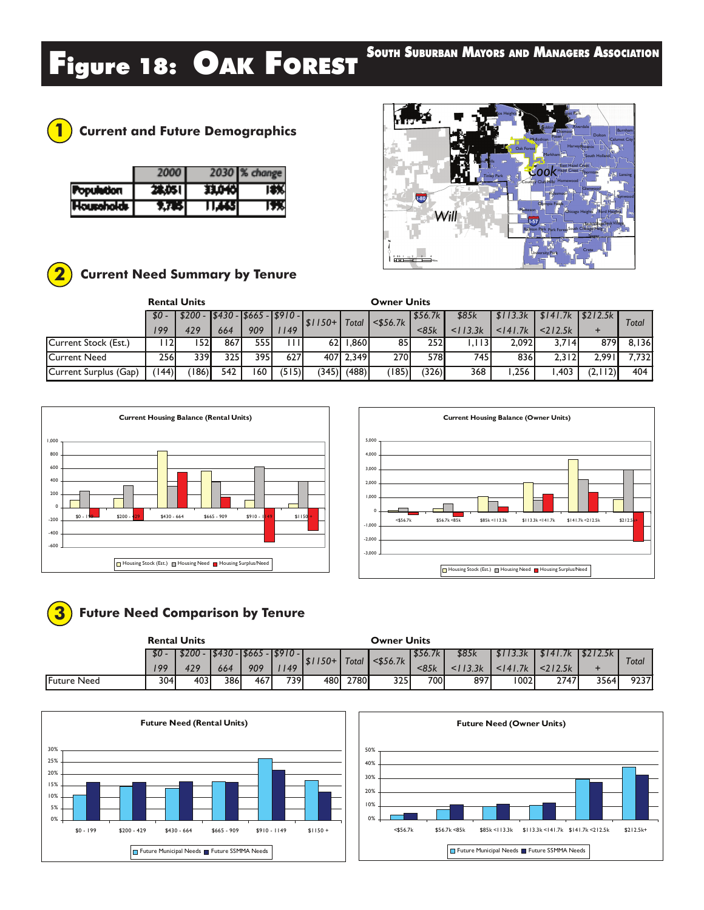# Figure 18: Oak Forest

South Suburban Mayors and Managers Association

## 1 Current and Future Demographics

| | 2000 | 2030 | % change |
|---|---|---|---|
| Population | 28,051 | 33,040 | 18% |
| Households | 9,785 | 11,665 | 19% |

Will
Cook

## 2 Current Need Summary by Tenure

| | Rental Units | | | | | | | Owner Units | | | | | | |
|---|---|---|---|---|---|---|---|---|---|---|---|---|---|---|
| | $0 - 199 | $200 - 429 | $430 - 664 | $665 - 909 | $910 - 1149 | $1150+ | Total | <$56.7k | $56.7k <85k | $85k <113.3k | $113.3k <141.7k | $141.7k <212.5k | $212.5k + | Total |
| Current Stock (Est.) | 112 | 152 | 867 | 555 | 111 | 62 | 1,860 | 85 | 252 | 1,113 | 2,092 | 3,714 | 879 | 8,136 |
| Current Need | 256 | 339 | 325 | 395 | 627 | 407 | 2,349 | 270 | 578 | 745 | 836 | 2,312 | 2,991 | 7,732 |
| Current Surplus (Gap) | (144) | (186) | 542 | 160 | (515) | (345) | (488) | (185) | (326) | 368 | 1,256 | 1,403 | (2,112) | 404 |

Current Housing Balance (Rental Units)

1,000
800
600
400
200
0
-200
-400
-600

$0 - 199
$200 - 429
$430 - 664
$665 - 909
$910 - 1149
$1150 +

Housing Stock (Est.) Housing Need Housing Surplus/Need

Current Housing Balance (Owner Units)

5,000
4,000
3,000
2,000
1,000
0
-1,000
-2,000
-3,000

<$56.7k
$56.7k <85k
$85k <113.3k
$113.3k <141.7k
$141.7k <212.5k
$212.5k+

Housing Stock (Est.) Housing Need Housing Surplus/Need

## 3 Future Need Comparison by Tenure

| | Rental Units | | | | | | | Owner Units | | | | | | |
|---|---|---|---|---|---|---|---|---|---|---|---|---|---|---|
| | $0 - 199 | $200 - 429 | $430 - 664 | $665 - 909 | $910 - 1149 | $1150+ | Total | <$56.7k | $56.7k <85k | $85k <113.3k | $113.3k <141.7k | $141.7k <212.5k | $212.5k + | Total |
| Future Need | 304 | 403 | 386 | 467 | 739 | 480 | 2780 | 325 | 700 | 897 | 1002 | 2747 | 3564 | 9237 |

Future Need (Rental Units)

30%
25%
20%
15%
10%
5%
0%

$0 - 199
$200 - 429
$430 - 664
$665 - 909
$910 - 1149
$1150 +

Future Municipal Needs Future SSMMA Needs

Future Need (Owner Units)

50%
40%
30%
20%
10%
0%

<$56.7k
$56.7k <85k
$85k <113.3k
$113.3k <141.7k
$141.7k <212.5k
$212.5k+

Future Municipal Needs Future SSMMA Needs